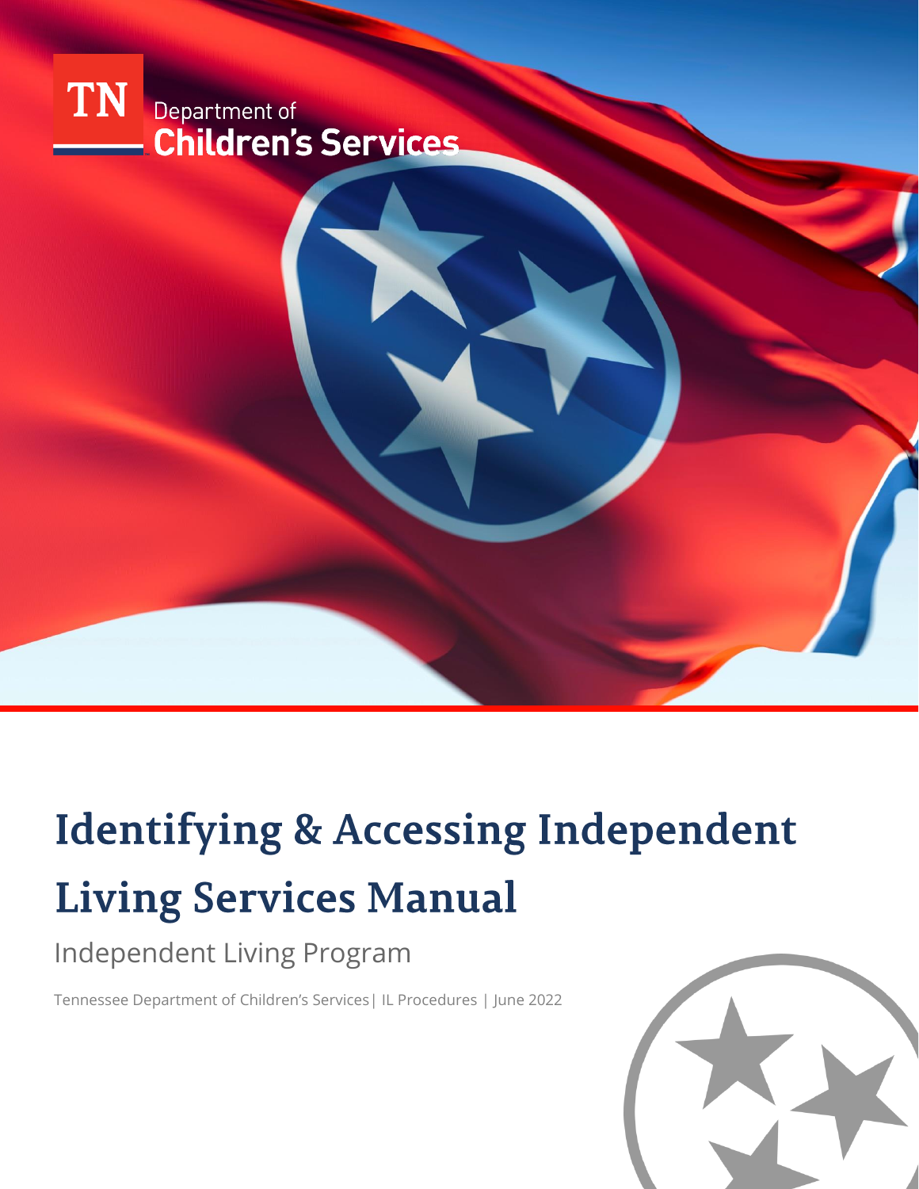TN Department of Children's Services

# Identifying & Accessing Independent Living Services Manual

## Independent Living Program

Tennessee Department of Children's Services| IL Procedures | June 2022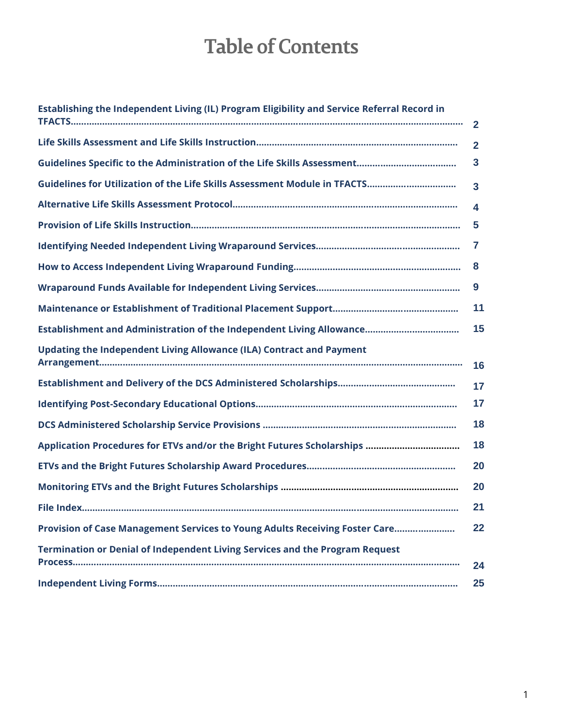# Table of Contents

| | |
|---|---|
| Establishing the Independent Living (IL) Program Eligibility and Service Referral Record in TFACTS | 2 |
| Life Skills Assessment and Life Skills Instruction | 2 |
| Guidelines Specific to the Administration of the Life Skills Assessment | 3 |
| Guidelines for Utilization of the Life Skills Assessment Module in TFACTS | 3 |
| Alternative Life Skills Assessment Protocol | 4 |
| Provision of Life Skills Instruction | 5 |
| Identifying Needed Independent Living Wraparound Services | 7 |
| How to Access Independent Living Wraparound Funding | 8 |
| Wraparound Funds Available for Independent Living Services | 9 |
| Maintenance or Establishment of Traditional Placement Support | 11 |
| Establishment and Administration of the Independent Living Allowance | 15 |
| Updating the Independent Living Allowance (ILA) Contract and Payment Arrangement | 16 |
| Establishment and Delivery of the DCS Administered Scholarships | 17 |
| Identifying Post-Secondary Educational Options | 17 |
| DCS Administered Scholarship Service Provisions | 18 |
| Application Procedures for ETVs and/or the Bright Futures Scholarships | 18 |
| ETVs and the Bright Futures Scholarship Award Procedures | 20 |
| Monitoring ETVs and the Bright Futures Scholarships | 20 |
| File Index | 21 |
| Provision of Case Management Services to Young Adults Receiving Foster Care | 22 |
| Termination or Denial of Independent Living Services and the Program Request Process | 24 |
| Independent Living Forms | 25 |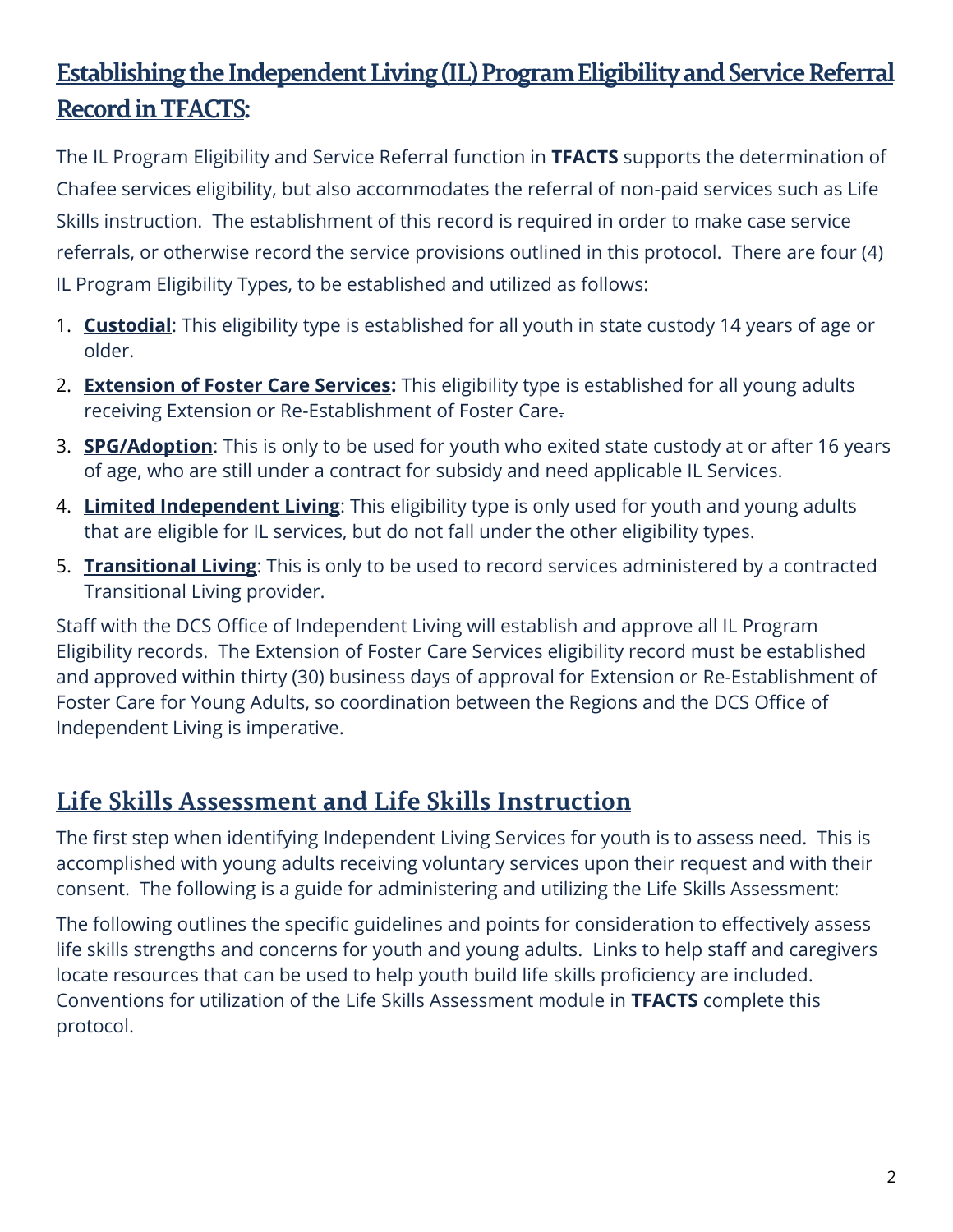## Establishing the Independent Living (IL) Program Eligibility and Service Referral Record in TFACTS:

The IL Program Eligibility and Service Referral function in **TFACTS** supports the determination of Chafee services eligibility, but also accommodates the referral of non-paid services such as Life Skills instruction. The establishment of this record is required in order to make case service referrals, or otherwise record the service provisions outlined in this protocol. There are four (4) IL Program Eligibility Types, to be established and utilized as follows:

1. **Custodial**: This eligibility type is established for all youth in state custody 14 years of age or older.
2. **Extension of Foster Care Services:** This eligibility type is established for all young adults receiving Extension or Re-Establishment of Foster Care.
3. **SPG/Adoption**: This is only to be used for youth who exited state custody at or after 16 years of age, who are still under a contract for subsidy and need applicable IL Services.
4. **Limited Independent Living**: This eligibility type is only used for youth and young adults that are eligible for IL services, but do not fall under the other eligibility types.
5. **Transitional Living**: This is only to be used to record services administered by a contracted Transitional Living provider.

Staff with the DCS Office of Independent Living will establish and approve all IL Program Eligibility records. The Extension of Foster Care Services eligibility record must be established and approved within thirty (30) business days of approval for Extension or Re-Establishment of Foster Care for Young Adults, so coordination between the Regions and the DCS Office of Independent Living is imperative.

## Life Skills Assessment and Life Skills Instruction

The first step when identifying Independent Living Services for youth is to assess need. This is accomplished with young adults receiving voluntary services upon their request and with their consent. The following is a guide for administering and utilizing the Life Skills Assessment:

The following outlines the specific guidelines and points for consideration to effectively assess life skills strengths and concerns for youth and young adults. Links to help staff and caregivers locate resources that can be used to help youth build life skills proficiency are included. Conventions for utilization of the Life Skills Assessment module in **TFACTS** complete this protocol.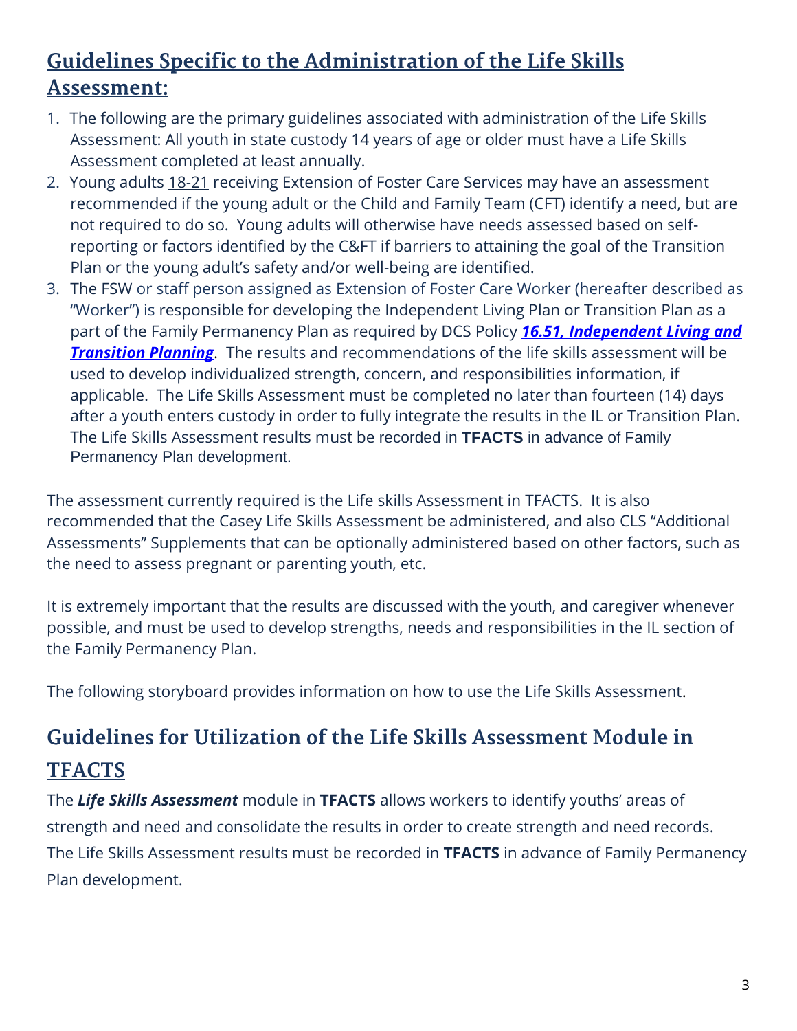## Guidelines Specific to the Administration of the Life Skills Assessment:

1. The following are the primary guidelines associated with administration of the Life Skills Assessment: All youth in state custody 14 years of age or older must have a Life Skills Assessment completed at least annually.
2. Young adults 18-21 receiving Extension of Foster Care Services may have an assessment recommended if the young adult or the Child and Family Team (CFT) identify a need, but are not required to do so. Young adults will otherwise have needs assessed based on self-reporting or factors identified by the C&FT if barriers to attaining the goal of the Transition Plan or the young adult's safety and/or well-being are identified.
3. The FSW or staff person assigned as Extension of Foster Care Worker (hereafter described as "Worker") is responsible for developing the Independent Living Plan or Transition Plan as a part of the Family Permanency Plan as required by DCS Policy ***16.51, Independent Living and Transition Planning***. The results and recommendations of the life skills assessment will be used to develop individualized strength, concern, and responsibilities information, if applicable. The Life Skills Assessment must be completed no later than fourteen (14) days after a youth enters custody in order to fully integrate the results in the IL or Transition Plan. The Life Skills Assessment results must be recorded in **TFACTS** in advance of Family Permanency Plan development.

The assessment currently required is the Life skills Assessment in TFACTS. It is also recommended that the Casey Life Skills Assessment be administered, and also CLS "Additional Assessments" Supplements that can be optionally administered based on other factors, such as the need to assess pregnant or parenting youth, etc.

It is extremely important that the results are discussed with the youth, and caregiver whenever possible, and must be used to develop strengths, needs and responsibilities in the IL section of the Family Permanency Plan.

The following storyboard provides information on how to use the Life Skills Assessment.

## Guidelines for Utilization of the Life Skills Assessment Module in TFACTS

The ***Life Skills Assessment*** module in **TFACTS** allows workers to identify youths' areas of strength and need and consolidate the results in order to create strength and need records. The Life Skills Assessment results must be recorded in **TFACTS** in advance of Family Permanency Plan development.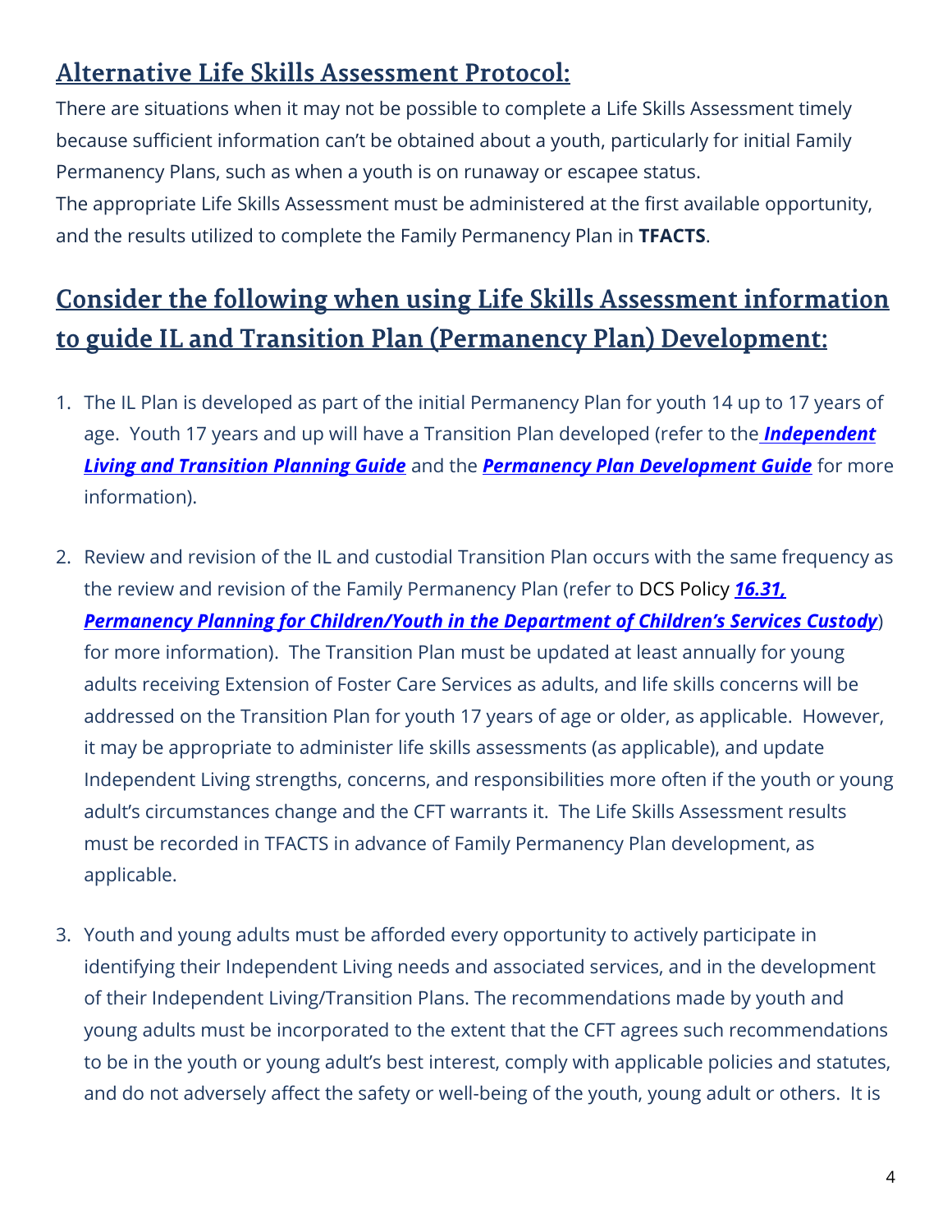## Alternative Life Skills Assessment Protocol:

There are situations when it may not be possible to complete a Life Skills Assessment timely because sufficient information can't be obtained about a youth, particularly for initial Family Permanency Plans, such as when a youth is on runaway or escapee status.

The appropriate Life Skills Assessment must be administered at the first available opportunity, and the results utilized to complete the Family Permanency Plan in **TFACTS**.

## Consider the following when using Life Skills Assessment information to guide IL and Transition Plan (Permanency Plan) Development:

1. The IL Plan is developed as part of the initial Permanency Plan for youth 14 up to 17 years of age. Youth 17 years and up will have a Transition Plan developed (refer to the ***Independent Living and Transition Planning Guide*** and the ***Permanency Plan Development Guide*** for more information).

2. Review and revision of the IL and custodial Transition Plan occurs with the same frequency as the review and revision of the Family Permanency Plan (refer to DCS Policy ***16.31, Permanency Planning for Children/Youth in the Department of Children's Services Custody***) for more information). The Transition Plan must be updated at least annually for young adults receiving Extension of Foster Care Services as adults, and life skills concerns will be addressed on the Transition Plan for youth 17 years of age or older, as applicable. However, it may be appropriate to administer life skills assessments (as applicable), and update Independent Living strengths, concerns, and responsibilities more often if the youth or young adult's circumstances change and the CFT warrants it. The Life Skills Assessment results must be recorded in TFACTS in advance of Family Permanency Plan development, as applicable.

3. Youth and young adults must be afforded every opportunity to actively participate in identifying their Independent Living needs and associated services, and in the development of their Independent Living/Transition Plans. The recommendations made by youth and young adults must be incorporated to the extent that the CFT agrees such recommendations to be in the youth or young adult's best interest, comply with applicable policies and statutes, and do not adversely affect the safety or well-being of the youth, young adult or others. It is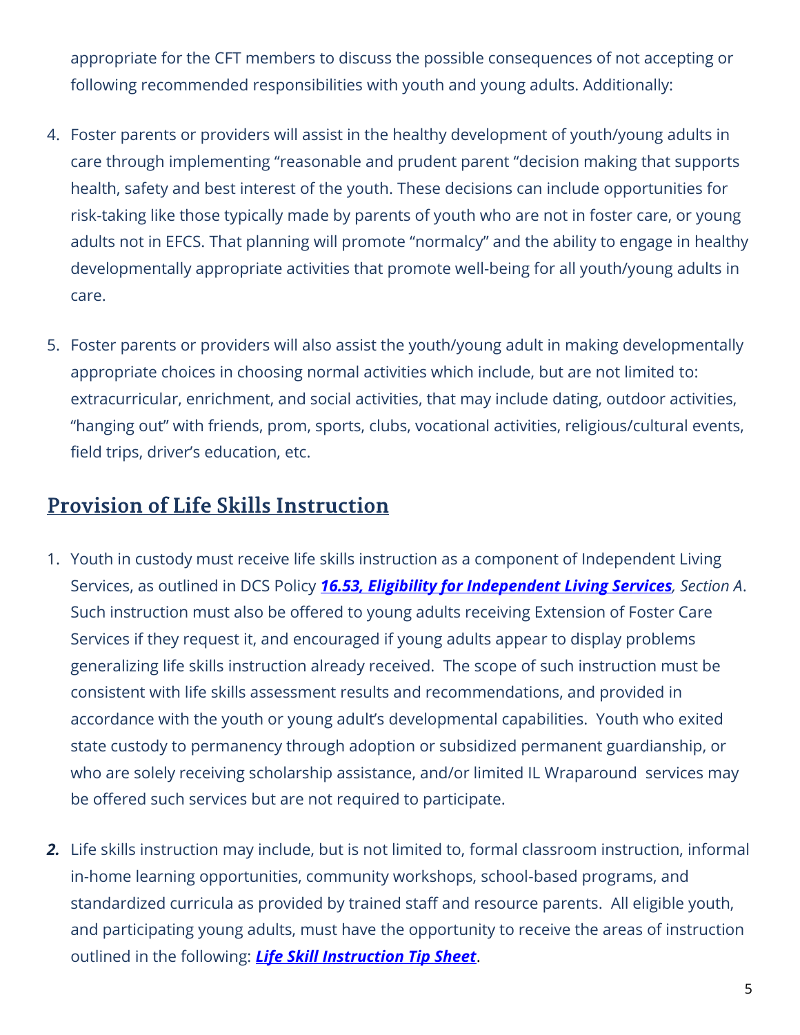appropriate for the CFT members to discuss the possible consequences of not accepting or following recommended responsibilities with youth and young adults. Additionally:

4. Foster parents or providers will assist in the healthy development of youth/young adults in care through implementing "reasonable and prudent parent "decision making that supports health, safety and best interest of the youth. These decisions can include opportunities for risk-taking like those typically made by parents of youth who are not in foster care, or young adults not in EFCS. That planning will promote "normalcy" and the ability to engage in healthy developmentally appropriate activities that promote well-being for all youth/young adults in care.

5. Foster parents or providers will also assist the youth/young adult in making developmentally appropriate choices in choosing normal activities which include, but are not limited to: extracurricular, enrichment, and social activities, that may include dating, outdoor activities, "hanging out" with friends, prom, sports, clubs, vocational activities, religious/cultural events, field trips, driver's education, etc.

## Provision of Life Skills Instruction

1. Youth in custody must receive life skills instruction as a component of Independent Living Services, as outlined in DCS Policy ***16.53, Eligibility for Independent Living Services***, *Section A*. Such instruction must also be offered to young adults receiving Extension of Foster Care Services if they request it, and encouraged if young adults appear to display problems generalizing life skills instruction already received. The scope of such instruction must be consistent with life skills assessment results and recommendations, and provided in accordance with the youth or young adult's developmental capabilities. Youth who exited state custody to permanency through adoption or subsidized permanent guardianship, or who are solely receiving scholarship assistance, and/or limited IL Wraparound services may be offered such services but are not required to participate.

2. Life skills instruction may include, but is not limited to, formal classroom instruction, informal in-home learning opportunities, community workshops, school-based programs, and standardized curricula as provided by trained staff and resource parents. All eligible youth, and participating young adults, must have the opportunity to receive the areas of instruction outlined in the following: ***Life Skill Instruction Tip Sheet***.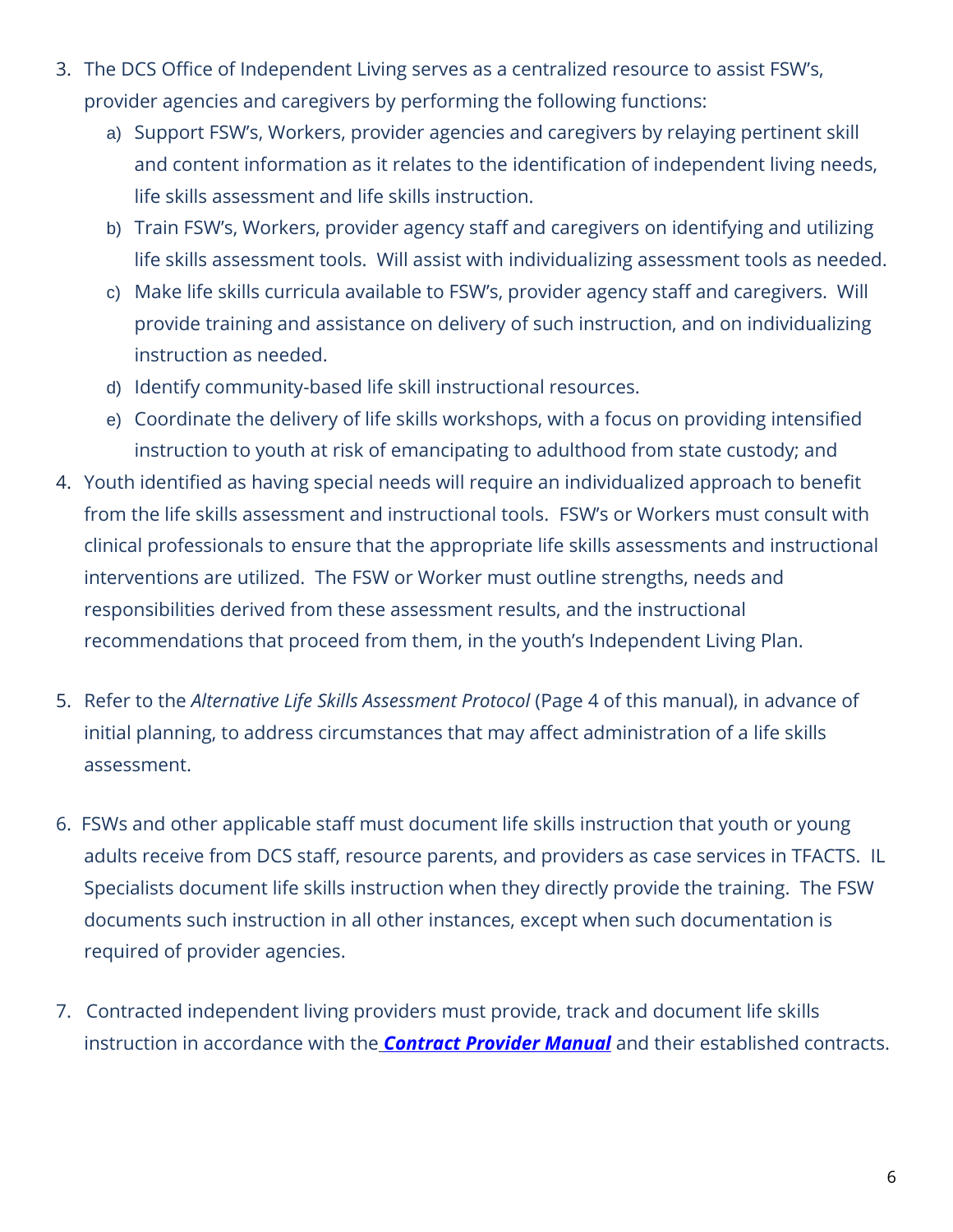3. The DCS Office of Independent Living serves as a centralized resource to assist FSW's, provider agencies and caregivers by performing the following functions:
   a) Support FSW's, Workers, provider agencies and caregivers by relaying pertinent skill and content information as it relates to the identification of independent living needs, life skills assessment and life skills instruction.
   b) Train FSW's, Workers, provider agency staff and caregivers on identifying and utilizing life skills assessment tools. Will assist with individualizing assessment tools as needed.
   c) Make life skills curricula available to FSW's, provider agency staff and caregivers. Will provide training and assistance on delivery of such instruction, and on individualizing instruction as needed.
   d) Identify community-based life skill instructional resources.
   e) Coordinate the delivery of life skills workshops, with a focus on providing intensified instruction to youth at risk of emancipating to adulthood from state custody; and
4. Youth identified as having special needs will require an individualized approach to benefit from the life skills assessment and instructional tools. FSW's or Workers must consult with clinical professionals to ensure that the appropriate life skills assessments and instructional interventions are utilized. The FSW or Worker must outline strengths, needs and responsibilities derived from these assessment results, and the instructional recommendations that proceed from them, in the youth's Independent Living Plan.

5. Refer to the *Alternative Life Skills Assessment Protocol* (Page 4 of this manual), in advance of initial planning, to address circumstances that may affect administration of a life skills assessment.

6. FSWs and other applicable staff must document life skills instruction that youth or young adults receive from DCS staff, resource parents, and providers as case services in TFACTS. IL Specialists document life skills instruction when they directly provide the training. The FSW documents such instruction in all other instances, except when such documentation is required of provider agencies.

7. Contracted independent living providers must provide, track and document life skills instruction in accordance with the ***Contract Provider Manual*** and their established contracts.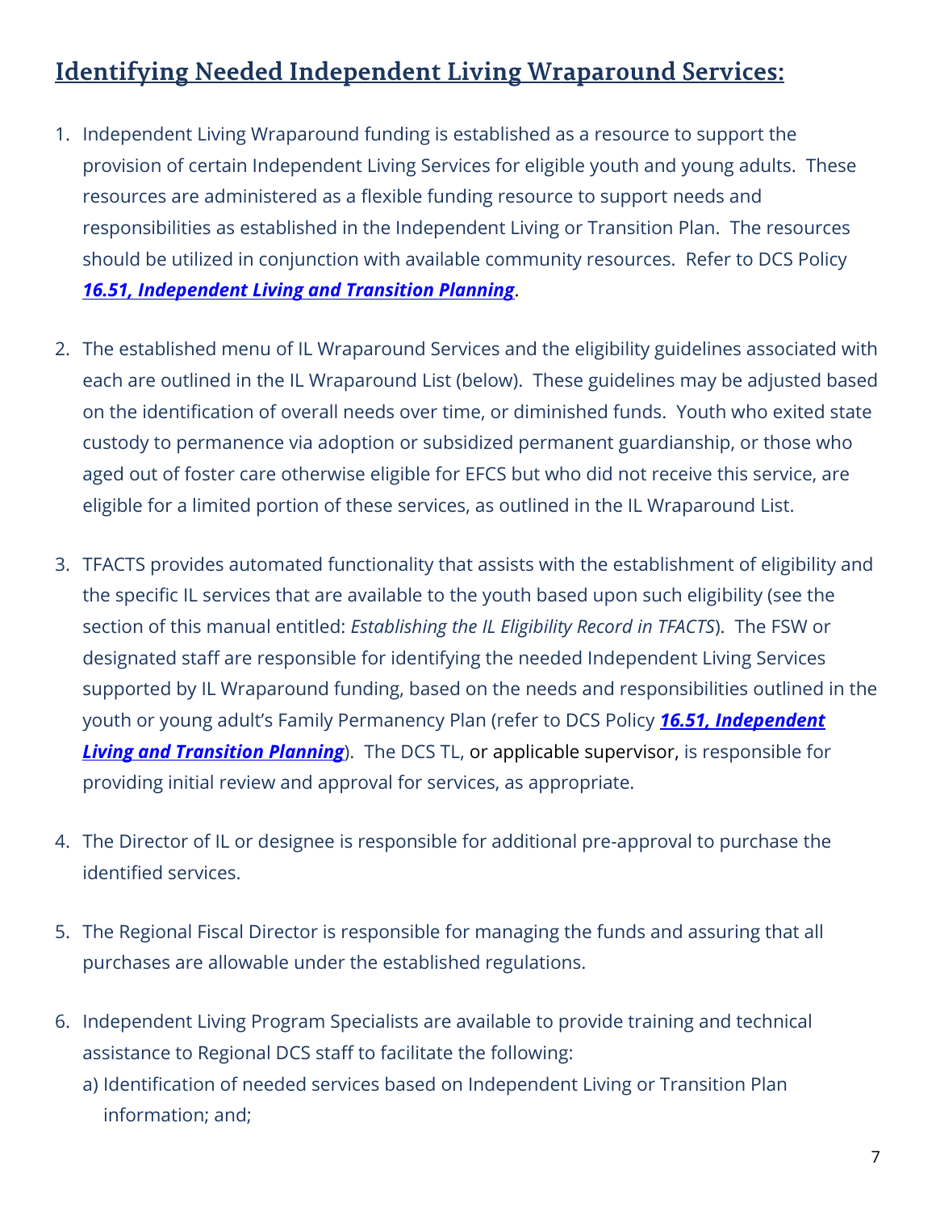## Identifying Needed Independent Living Wraparound Services:

1. Independent Living Wraparound funding is established as a resource to support the provision of certain Independent Living Services for eligible youth and young adults. These resources are administered as a flexible funding resource to support needs and responsibilities as established in the Independent Living or Transition Plan. The resources should be utilized in conjunction with available community resources. Refer to DCS Policy ***16.51, Independent Living and Transition Planning***.

2. The established menu of IL Wraparound Services and the eligibility guidelines associated with each are outlined in the IL Wraparound List (below). These guidelines may be adjusted based on the identification of overall needs over time, or diminished funds. Youth who exited state custody to permanence via adoption or subsidized permanent guardianship, or those who aged out of foster care otherwise eligible for EFCS but who did not receive this service, are eligible for a limited portion of these services, as outlined in the IL Wraparound List.

3. TFACTS provides automated functionality that assists with the establishment of eligibility and the specific IL services that are available to the youth based upon such eligibility (see the section of this manual entitled: *Establishing the IL Eligibility Record in TFACTS*). The FSW or designated staff are responsible for identifying the needed Independent Living Services supported by IL Wraparound funding, based on the needs and responsibilities outlined in the youth or young adult's Family Permanency Plan (refer to DCS Policy ***16.51, Independent Living and Transition Planning***). The DCS TL, or applicable supervisor, is responsible for providing initial review and approval for services, as appropriate.

4. The Director of IL or designee is responsible for additional pre-approval to purchase the identified services.

5. The Regional Fiscal Director is responsible for managing the funds and assuring that all purchases are allowable under the established regulations.

6. Independent Living Program Specialists are available to provide training and technical assistance to Regional DCS staff to facilitate the following:
   a) Identification of needed services based on Independent Living or Transition Plan information; and;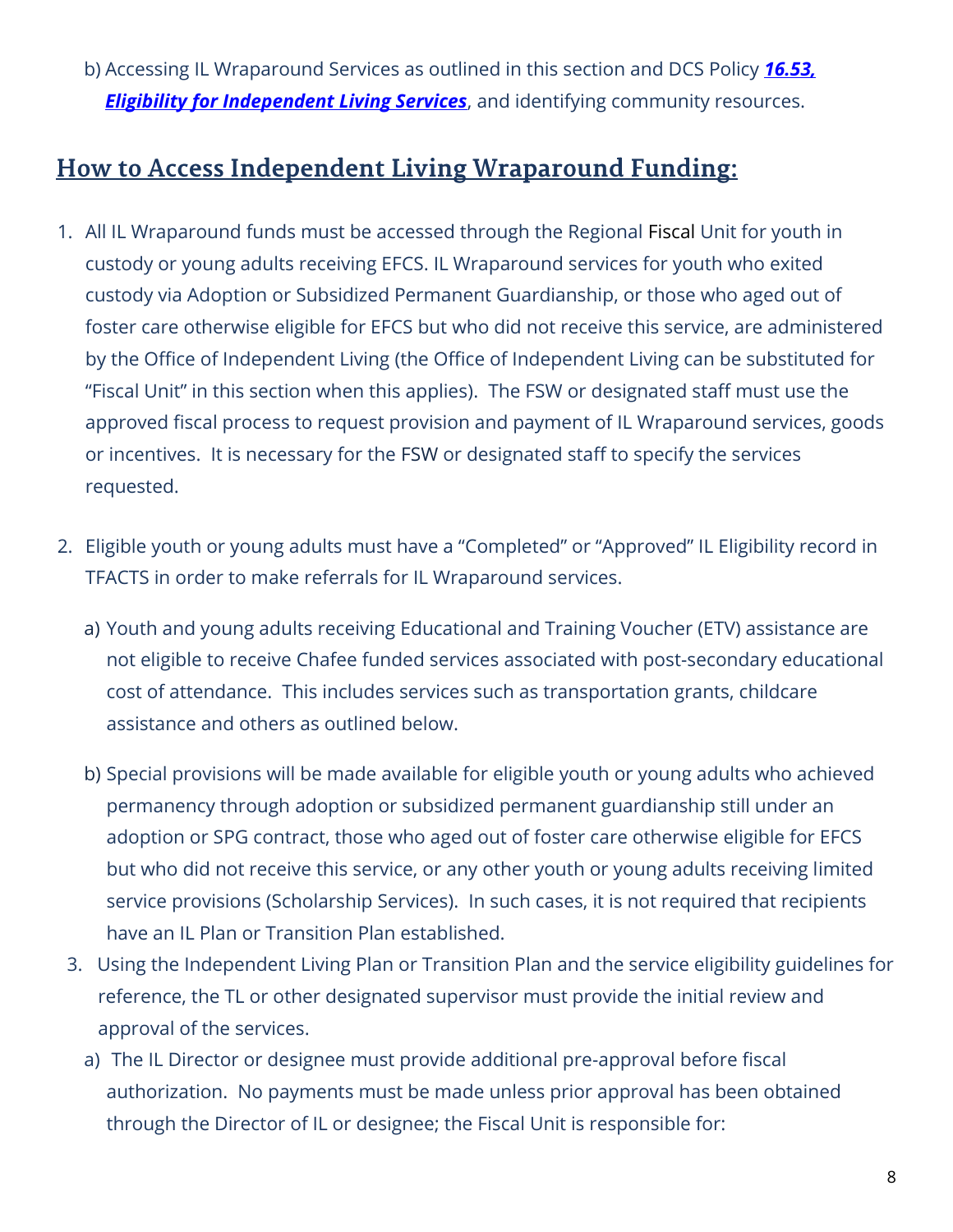b) Accessing IL Wraparound Services as outlined in this section and DCS Policy ***16.53, Eligibility for Independent Living Services***, and identifying community resources.

## How to Access Independent Living Wraparound Funding:

1. All IL Wraparound funds must be accessed through the Regional Fiscal Unit for youth in custody or young adults receiving EFCS. IL Wraparound services for youth who exited custody via Adoption or Subsidized Permanent Guardianship, or those who aged out of foster care otherwise eligible for EFCS but who did not receive this service, are administered by the Office of Independent Living (the Office of Independent Living can be substituted for "Fiscal Unit" in this section when this applies). The FSW or designated staff must use the approved fiscal process to request provision and payment of IL Wraparound services, goods or incentives. It is necessary for the FSW or designated staff to specify the services requested.

2. Eligible youth or young adults must have a "Completed" or "Approved" IL Eligibility record in TFACTS in order to make referrals for IL Wraparound services.

   a) Youth and young adults receiving Educational and Training Voucher (ETV) assistance are not eligible to receive Chafee funded services associated with post-secondary educational cost of attendance. This includes services such as transportation grants, childcare assistance and others as outlined below.

   b) Special provisions will be made available for eligible youth or young adults who achieved permanency through adoption or subsidized permanent guardianship still under an adoption or SPG contract, those who aged out of foster care otherwise eligible for EFCS but who did not receive this service, or any other youth or young adults receiving limited service provisions (Scholarship Services). In such cases, it is not required that recipients have an IL Plan or Transition Plan established.

3. Using the Independent Living Plan or Transition Plan and the service eligibility guidelines for reference, the TL or other designated supervisor must provide the initial review and approval of the services.

   a) The IL Director or designee must provide additional pre-approval before fiscal authorization. No payments must be made unless prior approval has been obtained through the Director of IL or designee; the Fiscal Unit is responsible for: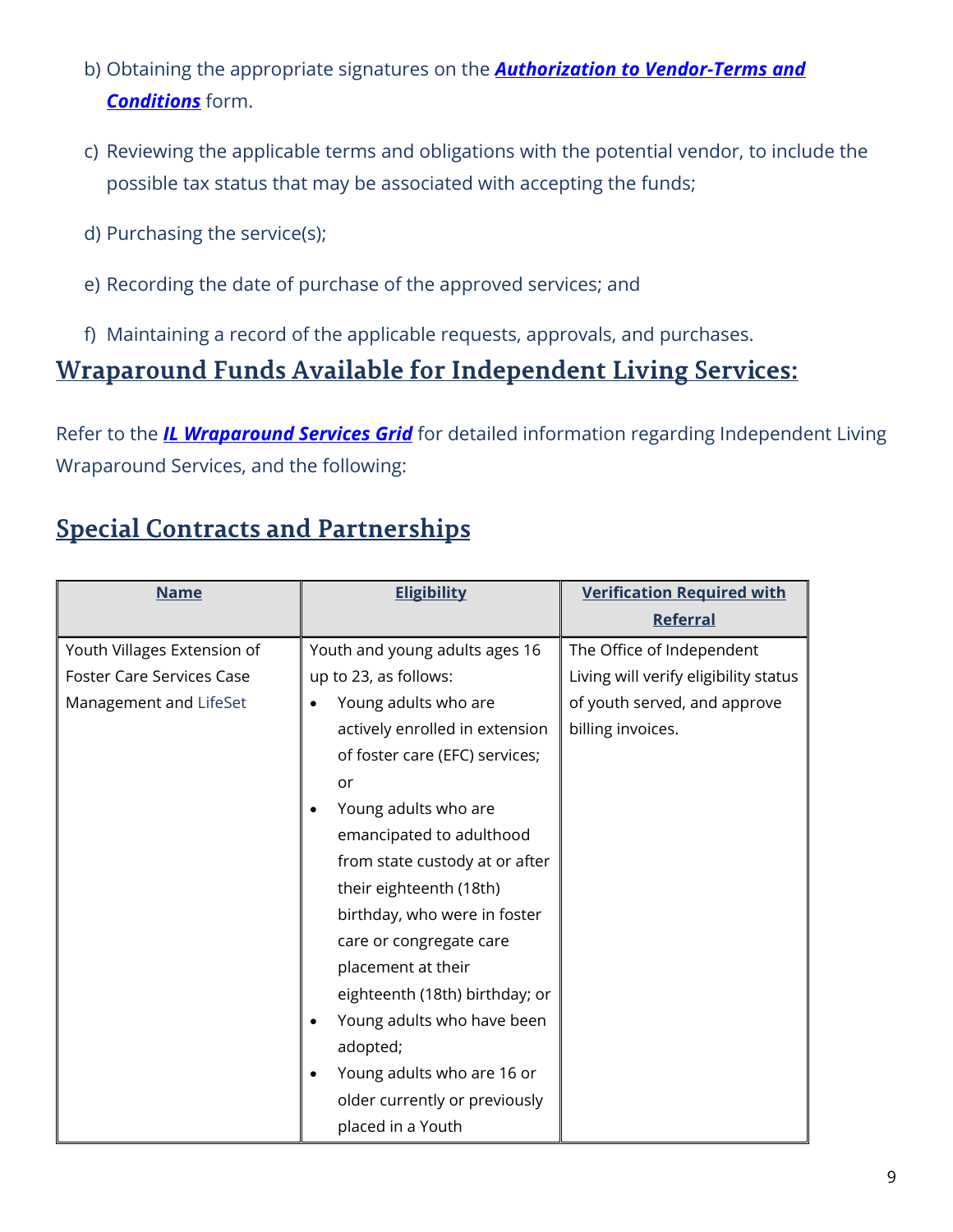b) Obtaining the appropriate signatures on the ***Authorization to Vendor-Terms and Conditions*** form.

c) Reviewing the applicable terms and obligations with the potential vendor, to include the possible tax status that may be associated with accepting the funds;

d) Purchasing the service(s);

e) Recording the date of purchase of the approved services; and

f) Maintaining a record of the applicable requests, approvals, and purchases.

## Wraparound Funds Available for Independent Living Services:

Refer to the ***IL Wraparound Services Grid*** for detailed information regarding Independent Living Wraparound Services, and the following:

## Special Contracts and Partnerships

| Name | Eligibility | Verification Required with Referral |
|---|---|---|
| Youth Villages Extension of Foster Care Services Case Management and LifeSet | Youth and young adults ages 16 up to 23, as follows: <br>• Young adults who are actively enrolled in extension of foster care (EFC) services; or <br>• Young adults who are emancipated to adulthood from state custody at or after their eighteenth (18th) birthday, who were in foster care or congregate care placement at their eighteenth (18th) birthday; or <br>• Young adults who have been adopted; <br>• Young adults who are 16 or older currently or previously placed in a Youth | The Office of Independent Living will verify eligibility status of youth served, and approve billing invoices. |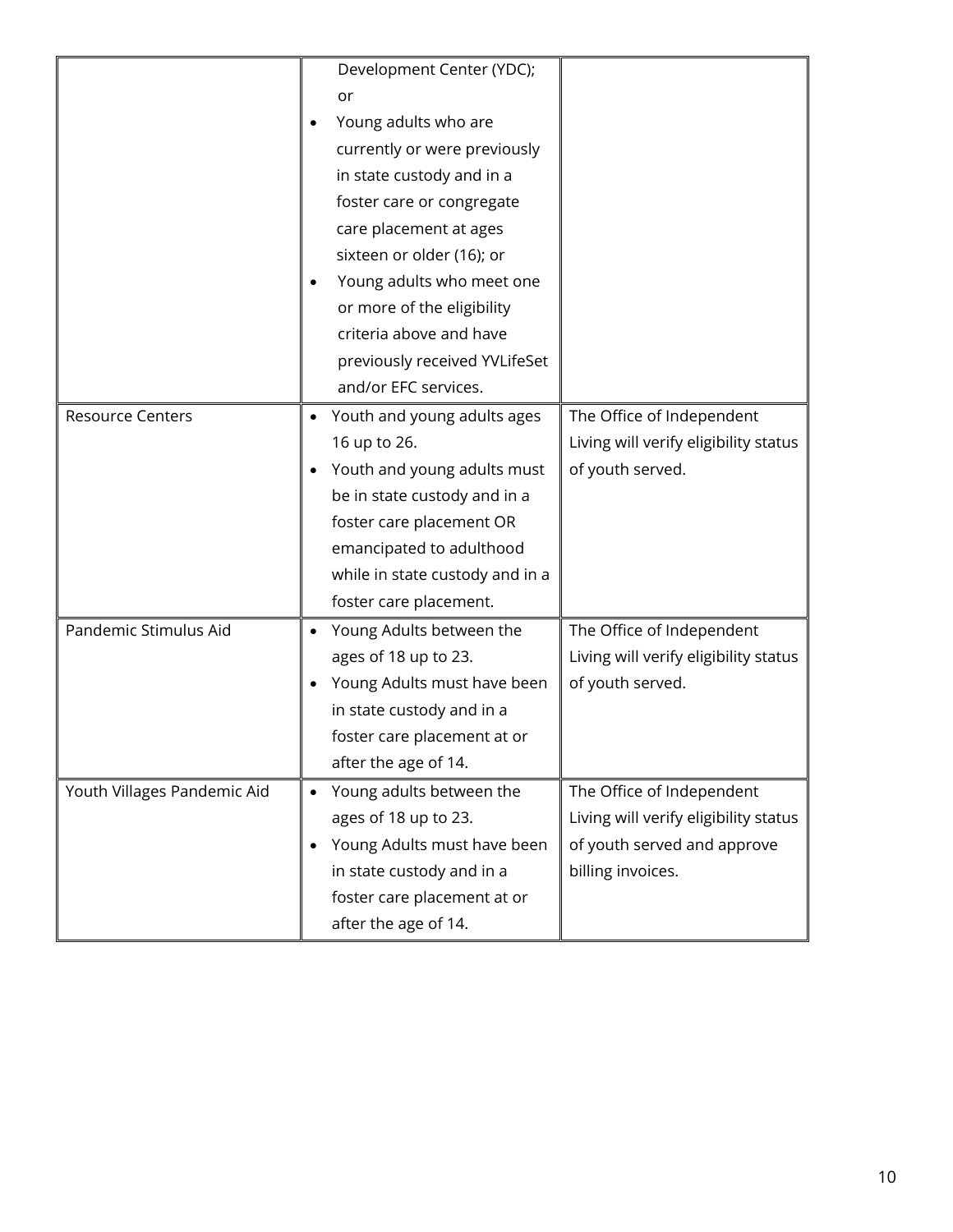| | | |
|---|---|---|
| | Development Center (YDC); or<br>• Young adults who are currently or were previously in state custody and in a foster care or congregate care placement at ages sixteen or older (16); or<br>• Young adults who meet one or more of the eligibility criteria above and have previously received YVLifeSet and/or EFC services. | |
| Resource Centers | • Youth and young adults ages 16 up to 26.<br>• Youth and young adults must be in state custody and in a foster care placement OR emancipated to adulthood while in state custody and in a foster care placement. | The Office of Independent Living will verify eligibility status of youth served. |
| Pandemic Stimulus Aid | • Young Adults between the ages of 18 up to 23.<br>• Young Adults must have been in state custody and in a foster care placement at or after the age of 14. | The Office of Independent Living will verify eligibility status of youth served. |
| Youth Villages Pandemic Aid | • Young adults between the ages of 18 up to 23.<br>• Young Adults must have been in state custody and in a foster care placement at or after the age of 14. | The Office of Independent Living will verify eligibility status of youth served and approve billing invoices. |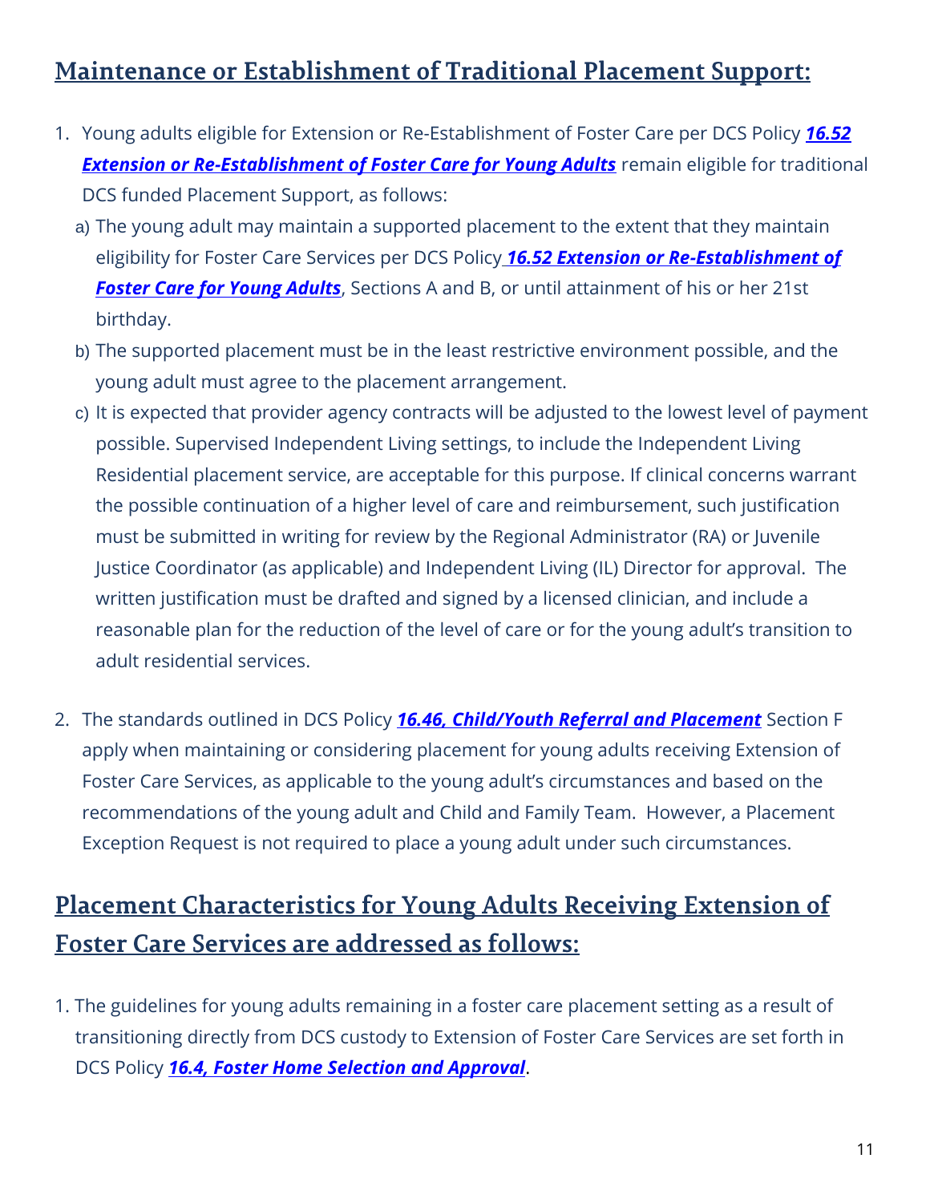## Maintenance or Establishment of Traditional Placement Support:

1. Young adults eligible for Extension or Re-Establishment of Foster Care per DCS Policy ***16.52 Extension or Re-Establishment of Foster Care for Young Adults*** remain eligible for traditional DCS funded Placement Support, as follows:
   a) The young adult may maintain a supported placement to the extent that they maintain eligibility for Foster Care Services per DCS Policy ***16.52 Extension or Re-Establishment of Foster Care for Young Adults***, Sections A and B, or until attainment of his or her 21st birthday.
   b) The supported placement must be in the least restrictive environment possible, and the young adult must agree to the placement arrangement.
   c) It is expected that provider agency contracts will be adjusted to the lowest level of payment possible. Supervised Independent Living settings, to include the Independent Living Residential placement service, are acceptable for this purpose. If clinical concerns warrant the possible continuation of a higher level of care and reimbursement, such justification must be submitted in writing for review by the Regional Administrator (RA) or Juvenile Justice Coordinator (as applicable) and Independent Living (IL) Director for approval. The written justification must be drafted and signed by a licensed clinician, and include a reasonable plan for the reduction of the level of care or for the young adult's transition to adult residential services.

2. The standards outlined in DCS Policy ***16.46, Child/Youth Referral and Placement*** Section F apply when maintaining or considering placement for young adults receiving Extension of Foster Care Services, as applicable to the young adult's circumstances and based on the recommendations of the young adult and Child and Family Team. However, a Placement Exception Request is not required to place a young adult under such circumstances.

## Placement Characteristics for Young Adults Receiving Extension of Foster Care Services are addressed as follows:

1. The guidelines for young adults remaining in a foster care placement setting as a result of transitioning directly from DCS custody to Extension of Foster Care Services are set forth in DCS Policy ***16.4, Foster Home Selection and Approval***.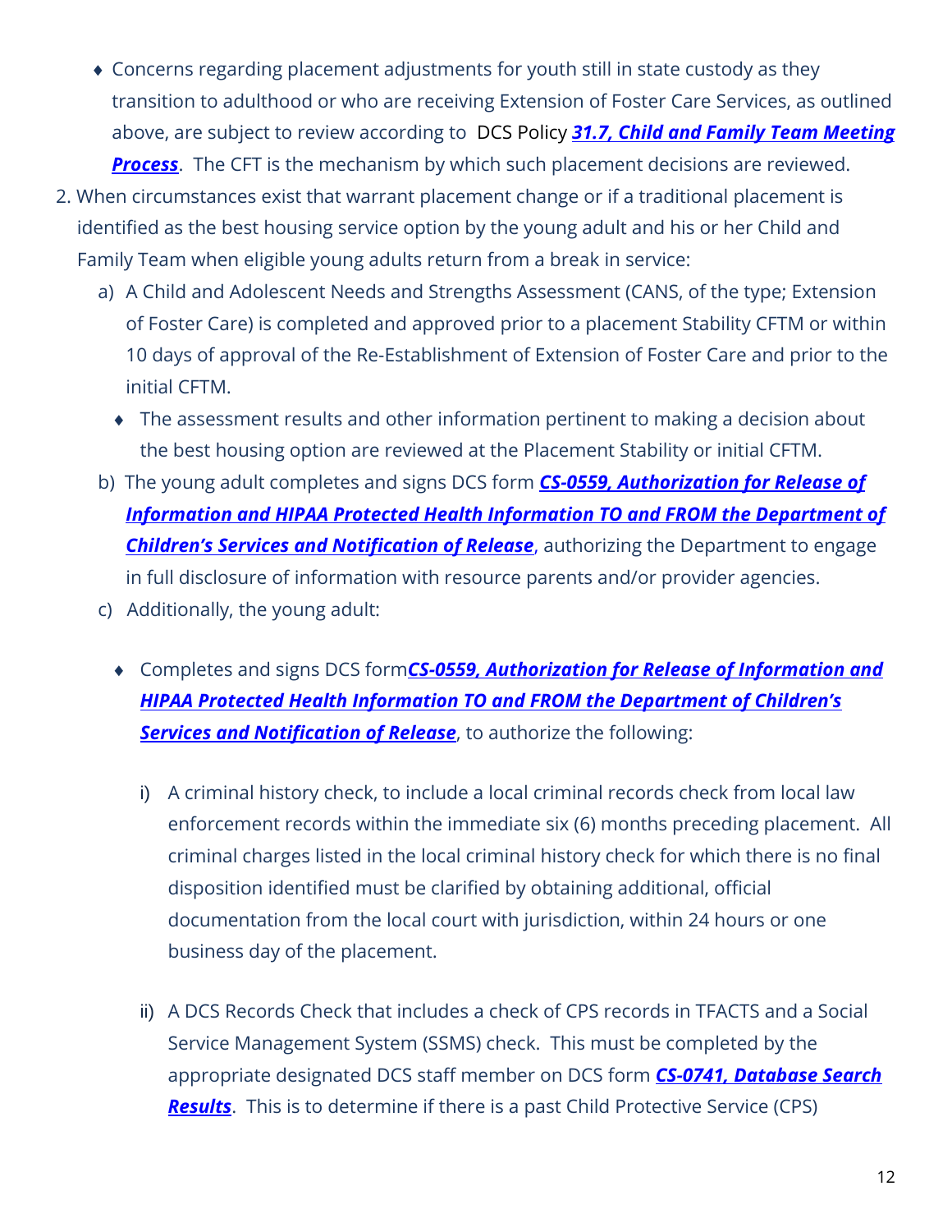- Concerns regarding placement adjustments for youth still in state custody as they transition to adulthood or who are receiving Extension of Foster Care Services, as outlined above, are subject to review according to DCS Policy ***31.7, Child and Family Team Meeting Process***. The CFT is the mechanism by which such placement decisions are reviewed.

2. When circumstances exist that warrant placement change or if a traditional placement is identified as the best housing service option by the young adult and his or her Child and Family Team when eligible young adults return from a break in service:

   a) A Child and Adolescent Needs and Strengths Assessment (CANS, of the type; Extension of Foster Care) is completed and approved prior to a placement Stability CFTM or within 10 days of approval of the Re-Establishment of Extension of Foster Care and prior to the initial CFTM.

      - The assessment results and other information pertinent to making a decision about the best housing option are reviewed at the Placement Stability or initial CFTM.

   b) The young adult completes and signs DCS form ***CS-0559, Authorization for Release of Information and HIPAA Protected Health Information TO and FROM the Department of Children's Services and Notification of Release***, authorizing the Department to engage in full disclosure of information with resource parents and/or provider agencies.

   c) Additionally, the young adult:

      - Completes and signs DCS form***CS-0559, Authorization for Release of Information and HIPAA Protected Health Information TO and FROM the Department of Children's Services and Notification of Release***, to authorize the following:

        i) A criminal history check, to include a local criminal records check from local law enforcement records within the immediate six (6) months preceding placement. All criminal charges listed in the local criminal history check for which there is no final disposition identified must be clarified by obtaining additional, official documentation from the local court with jurisdiction, within 24 hours or one business day of the placement.

        ii) A DCS Records Check that includes a check of CPS records in TFACTS and a Social Service Management System (SSMS) check. This must be completed by the appropriate designated DCS staff member on DCS form ***CS-0741, Database Search Results***. This is to determine if there is a past Child Protective Service (CPS)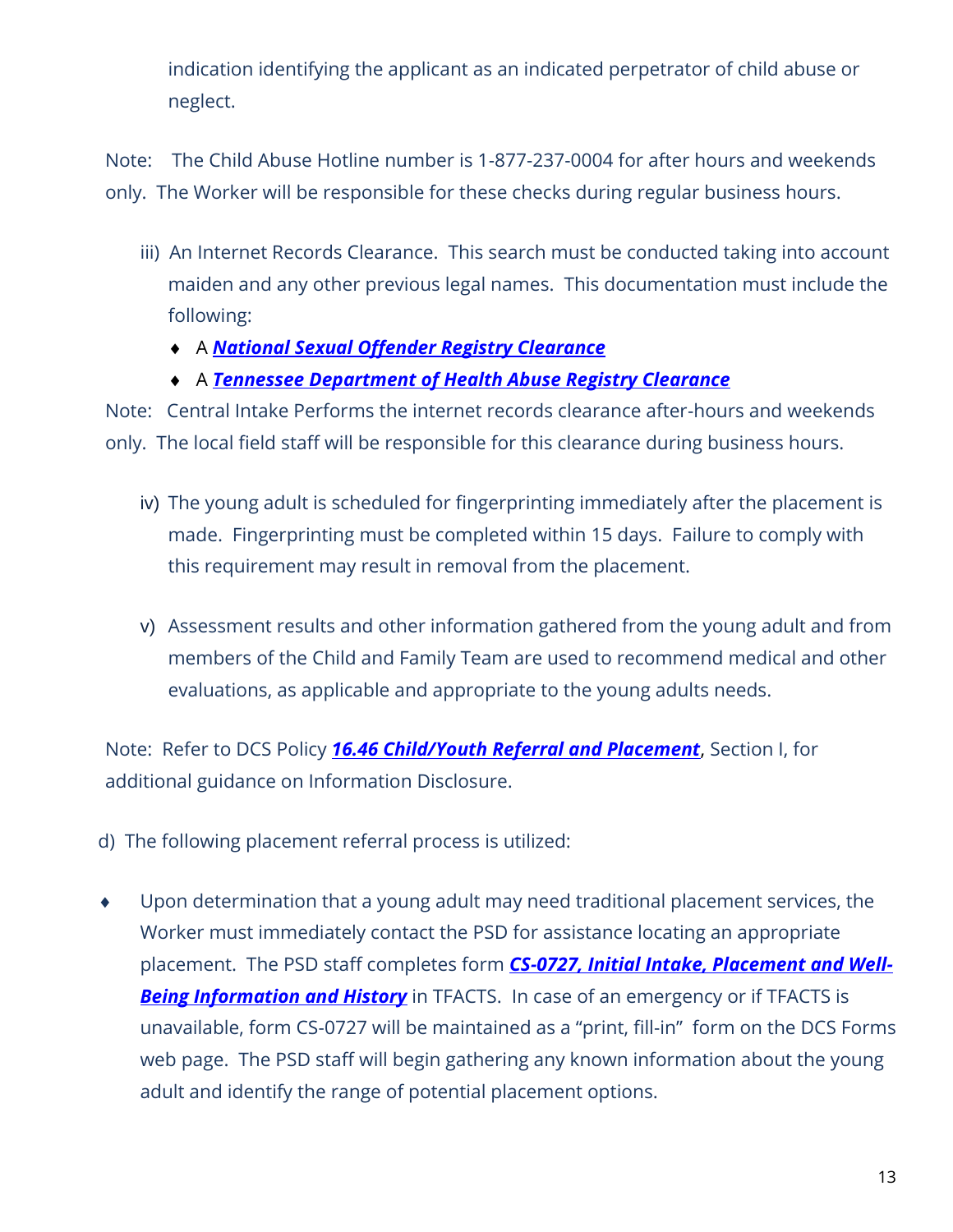indication identifying the applicant as an indicated perpetrator of child abuse or neglect.

Note: The Child Abuse Hotline number is 1-877-237-0004 for after hours and weekends only. The Worker will be responsible for these checks during regular business hours.

iii) An Internet Records Clearance. This search must be conducted taking into account maiden and any other previous legal names. This documentation must include the following:

- A ***National Sexual Offender Registry Clearance***
- A ***Tennessee Department of Health Abuse Registry Clearance***

Note: Central Intake Performs the internet records clearance after-hours and weekends only. The local field staff will be responsible for this clearance during business hours.

iv) The young adult is scheduled for fingerprinting immediately after the placement is made. Fingerprinting must be completed within 15 days. Failure to comply with this requirement may result in removal from the placement.

v) Assessment results and other information gathered from the young adult and from members of the Child and Family Team are used to recommend medical and other evaluations, as applicable and appropriate to the young adults needs.

Note: Refer to DCS Policy ***16.46 Child/Youth Referral and Placement***, Section I, for additional guidance on Information Disclosure.

d) The following placement referral process is utilized:

- Upon determination that a young adult may need traditional placement services, the Worker must immediately contact the PSD for assistance locating an appropriate placement. The PSD staff completes form ***CS-0727, Initial Intake, Placement and Well-Being Information and History*** in TFACTS. In case of an emergency or if TFACTS is unavailable, form CS-0727 will be maintained as a "print, fill-in" form on the DCS Forms web page. The PSD staff will begin gathering any known information about the young adult and identify the range of potential placement options.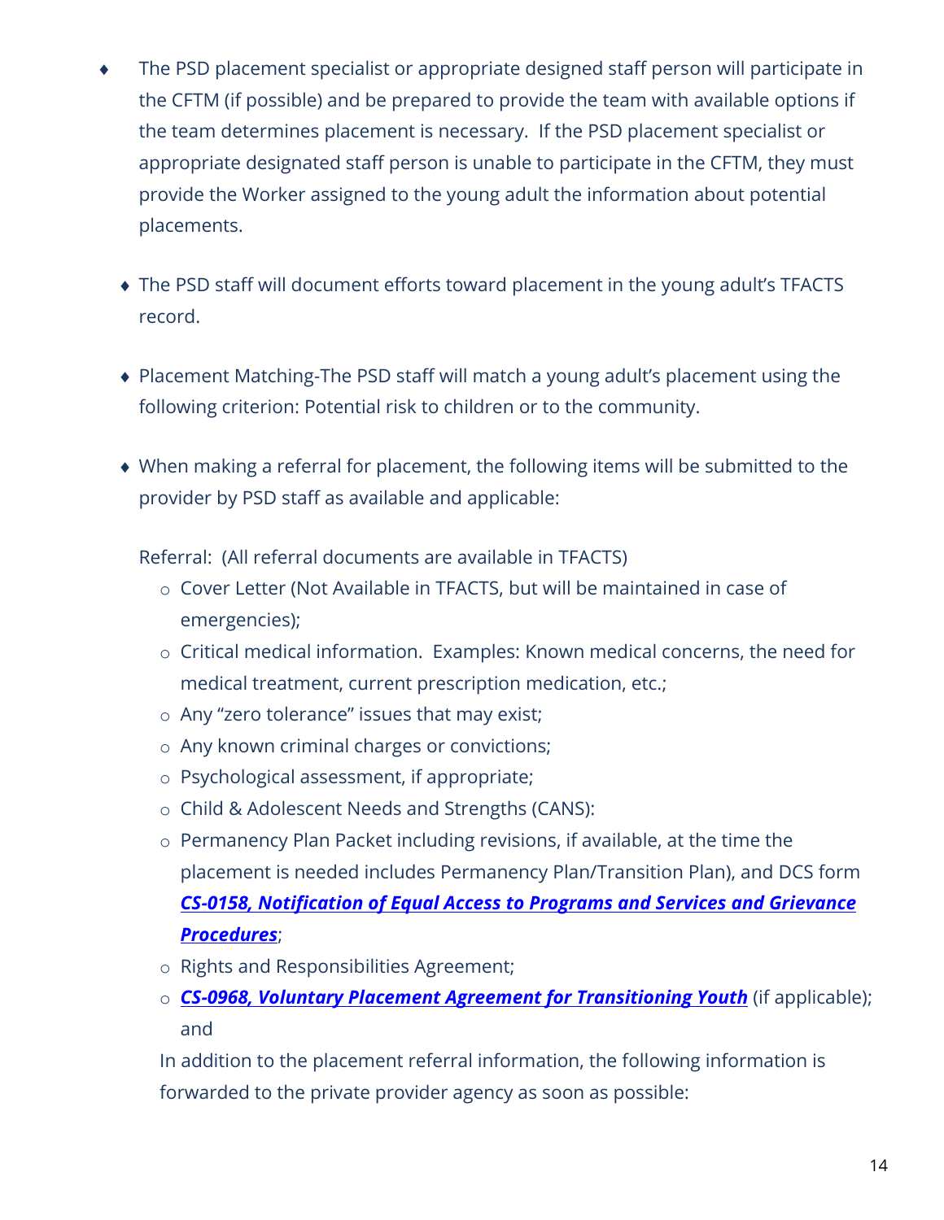- The PSD placement specialist or appropriate designed staff person will participate in the CFTM (if possible) and be prepared to provide the team with available options if the team determines placement is necessary. If the PSD placement specialist or appropriate designated staff person is unable to participate in the CFTM, they must provide the Worker assigned to the young adult the information about potential placements.

  - The PSD staff will document efforts toward placement in the young adult's TFACTS record.

  - Placement Matching-The PSD staff will match a young adult's placement using the following criterion: Potential risk to children or to the community.

  - When making a referral for placement, the following items will be submitted to the provider by PSD staff as available and applicable:

    Referral: (All referral documents are available in TFACTS)

    - Cover Letter (Not Available in TFACTS, but will be maintained in case of emergencies);
    - Critical medical information. Examples: Known medical concerns, the need for medical treatment, current prescription medication, etc.;
    - Any "zero tolerance" issues that may exist;
    - Any known criminal charges or convictions;
    - Psychological assessment, if appropriate;
    - Child & Adolescent Needs and Strengths (CANS):
    - Permanency Plan Packet including revisions, if available, at the time the placement is needed includes Permanency Plan/Transition Plan), and DCS form ***CS-0158, Notification of Equal Access to Programs and Services and Grievance Procedures***;
    - Rights and Responsibilities Agreement;
    - ***CS-0968, Voluntary Placement Agreement for Transitioning Youth*** (if applicable); and

    In addition to the placement referral information, the following information is forwarded to the private provider agency as soon as possible: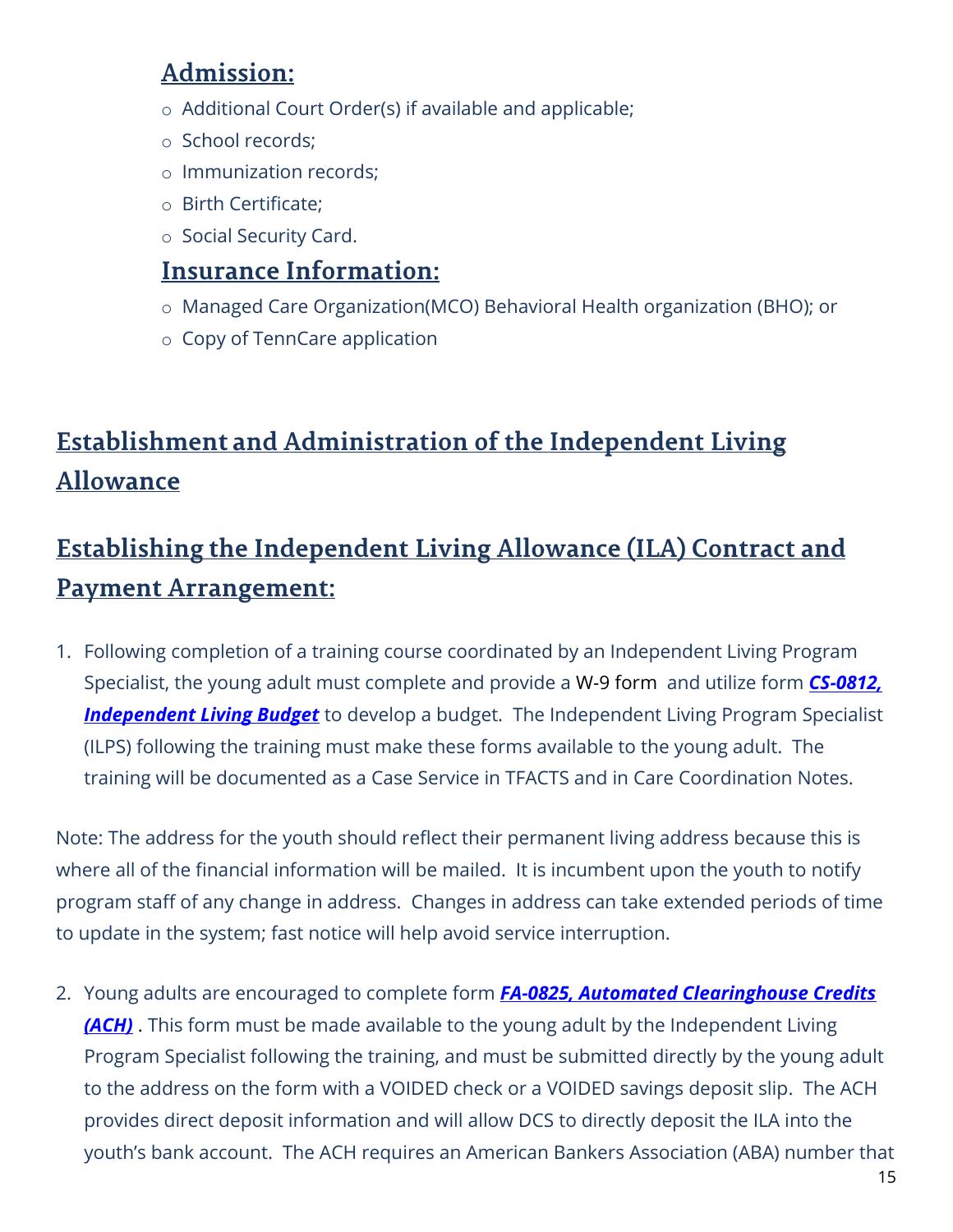## Admission:

- Additional Court Order(s) if available and applicable;
- School records;
- Immunization records;
- Birth Certificate;
- Social Security Card.

## Insurance Information:

- Managed Care Organization(MCO) Behavioral Health organization (BHO); or
- Copy of TennCare application

# Establishment and Administration of the Independent Living Allowance

# Establishing the Independent Living Allowance (ILA) Contract and Payment Arrangement:

1. Following completion of a training course coordinated by an Independent Living Program Specialist, the young adult must complete and provide a W-9 form and utilize form ***CS-0812, Independent Living Budget*** to develop a budget. The Independent Living Program Specialist (ILPS) following the training must make these forms available to the young adult. The training will be documented as a Case Service in TFACTS and in Care Coordination Notes.

Note: The address for the youth should reflect their permanent living address because this is where all of the financial information will be mailed. It is incumbent upon the youth to notify program staff of any change in address. Changes in address can take extended periods of time to update in the system; fast notice will help avoid service interruption.

2. Young adults are encouraged to complete form ***FA-0825, Automated Clearinghouse Credits (ACH)*** . This form must be made available to the young adult by the Independent Living Program Specialist following the training, and must be submitted directly by the young adult to the address on the form with a VOIDED check or a VOIDED savings deposit slip. The ACH provides direct deposit information and will allow DCS to directly deposit the ILA into the youth's bank account. The ACH requires an American Bankers Association (ABA) number that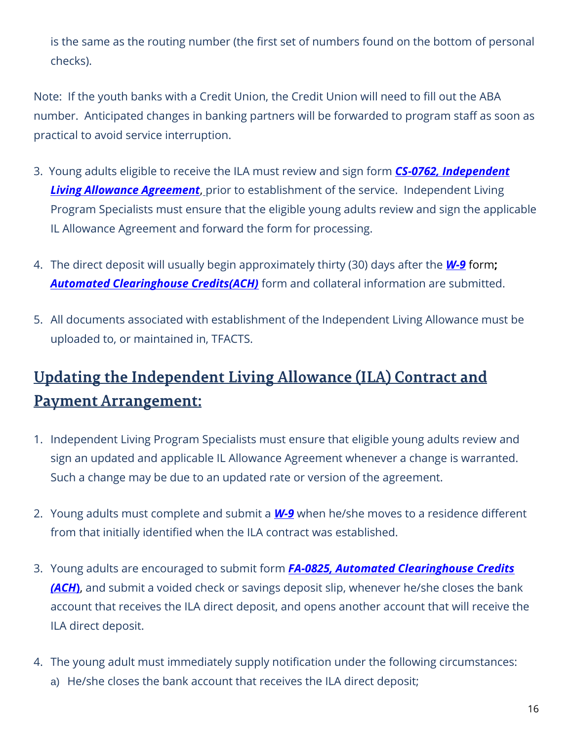is the same as the routing number (the first set of numbers found on the bottom of personal checks).

Note: If the youth banks with a Credit Union, the Credit Union will need to fill out the ABA number. Anticipated changes in banking partners will be forwarded to program staff as soon as practical to avoid service interruption.

3. Young adults eligible to receive the ILA must review and sign form ***CS-0762, Independent Living Allowance Agreement***, prior to establishment of the service. Independent Living Program Specialists must ensure that the eligible young adults review and sign the applicable IL Allowance Agreement and forward the form for processing.

4. The direct deposit will usually begin approximately thirty (30) days after the ***W-9*** form; ***Automated Clearinghouse Credits(ACH)*** form and collateral information are submitted.

5. All documents associated with establishment of the Independent Living Allowance must be uploaded to, or maintained in, TFACTS.

## Updating the Independent Living Allowance (ILA) Contract and Payment Arrangement:

1. Independent Living Program Specialists must ensure that eligible young adults review and sign an updated and applicable IL Allowance Agreement whenever a change is warranted. Such a change may be due to an updated rate or version of the agreement.

2. Young adults must complete and submit a ***W-9*** when he/she moves to a residence different from that initially identified when the ILA contract was established.

3. Young adults are encouraged to submit form ***FA-0825, Automated Clearinghouse Credits (ACH)***, and submit a voided check or savings deposit slip, whenever he/she closes the bank account that receives the ILA direct deposit, and opens another account that will receive the ILA direct deposit.

4. The young adult must immediately supply notification under the following circumstances:
   a) He/she closes the bank account that receives the ILA direct deposit;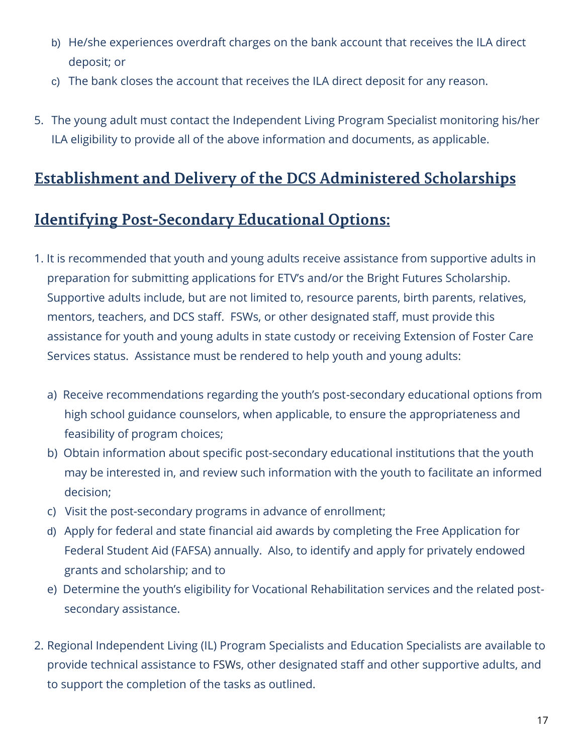b) He/she experiences overdraft charges on the bank account that receives the ILA direct deposit; or

c) The bank closes the account that receives the ILA direct deposit for any reason.

5. The young adult must contact the Independent Living Program Specialist monitoring his/her ILA eligibility to provide all of the above information and documents, as applicable.

## Establishment and Delivery of the DCS Administered Scholarships

## Identifying Post-Secondary Educational Options:

1. It is recommended that youth and young adults receive assistance from supportive adults in preparation for submitting applications for ETV's and/or the Bright Futures Scholarship. Supportive adults include, but are not limited to, resource parents, birth parents, relatives, mentors, teachers, and DCS staff. FSWs, or other designated staff, must provide this assistance for youth and young adults in state custody or receiving Extension of Foster Care Services status. Assistance must be rendered to help youth and young adults:

   a) Receive recommendations regarding the youth's post-secondary educational options from high school guidance counselors, when applicable, to ensure the appropriateness and feasibility of program choices;

   b) Obtain information about specific post-secondary educational institutions that the youth may be interested in, and review such information with the youth to facilitate an informed decision;

   c) Visit the post-secondary programs in advance of enrollment;

   d) Apply for federal and state financial aid awards by completing the Free Application for Federal Student Aid (FAFSA) annually. Also, to identify and apply for privately endowed grants and scholarship; and to

   e) Determine the youth's eligibility for Vocational Rehabilitation services and the related post-secondary assistance.

2. Regional Independent Living (IL) Program Specialists and Education Specialists are available to provide technical assistance to FSWs, other designated staff and other supportive adults, and to support the completion of the tasks as outlined.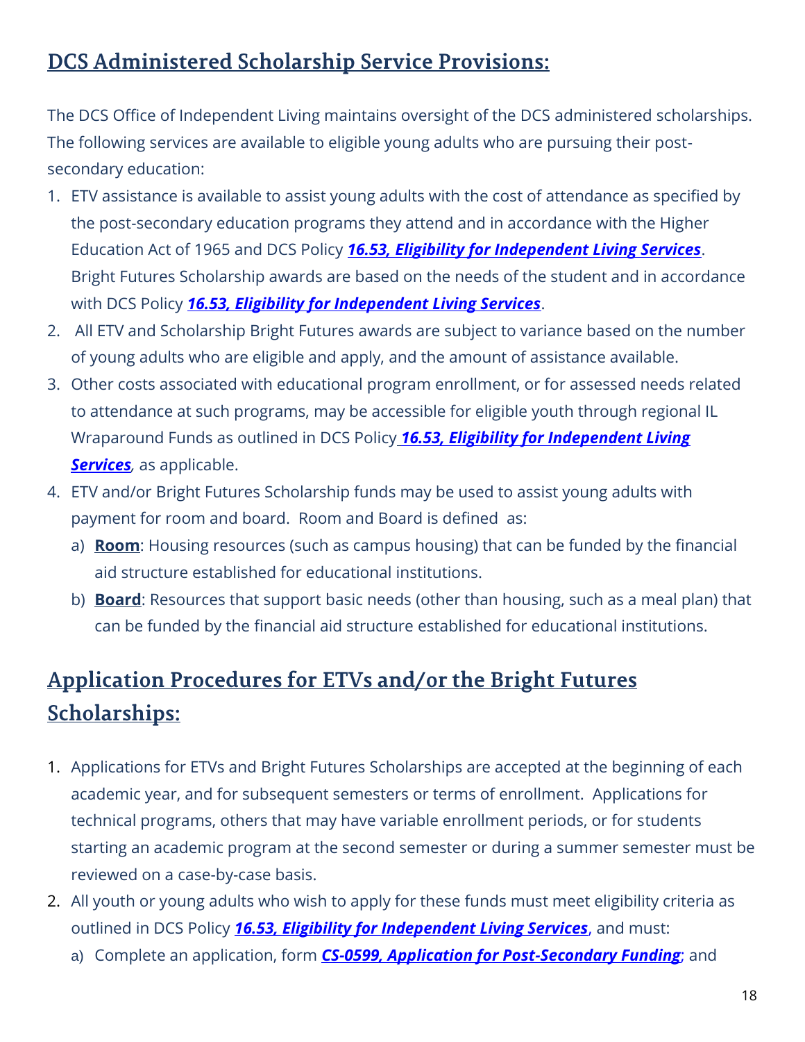## DCS Administered Scholarship Service Provisions:

The DCS Office of Independent Living maintains oversight of the DCS administered scholarships. The following services are available to eligible young adults who are pursuing their post-secondary education:

1. ETV assistance is available to assist young adults with the cost of attendance as specified by the post-secondary education programs they attend and in accordance with the Higher Education Act of 1965 and DCS Policy ***16.53, Eligibility for Independent Living Services***. Bright Futures Scholarship awards are based on the needs of the student and in accordance with DCS Policy ***16.53, Eligibility for Independent Living Services***.
2. All ETV and Scholarship Bright Futures awards are subject to variance based on the number of young adults who are eligible and apply, and the amount of assistance available.
3. Other costs associated with educational program enrollment, or for assessed needs related to attendance at such programs, may be accessible for eligible youth through regional IL Wraparound Funds as outlined in DCS Policy ***16.53, Eligibility for Independent Living Services***, as applicable.
4. ETV and/or Bright Futures Scholarship funds may be used to assist young adults with payment for room and board. Room and Board is defined as:
   a) **Room**: Housing resources (such as campus housing) that can be funded by the financial aid structure established for educational institutions.
   b) **Board**: Resources that support basic needs (other than housing, such as a meal plan) that can be funded by the financial aid structure established for educational institutions.

## Application Procedures for ETVs and/or the Bright Futures Scholarships:

1. Applications for ETVs and Bright Futures Scholarships are accepted at the beginning of each academic year, and for subsequent semesters or terms of enrollment. Applications for technical programs, others that may have variable enrollment periods, or for students starting an academic program at the second semester or during a summer semester must be reviewed on a case-by-case basis.
2. All youth or young adults who wish to apply for these funds must meet eligibility criteria as outlined in DCS Policy ***16.53, Eligibility for Independent Living Services***, and must:
   a) Complete an application, form ***CS-0599, Application for Post-Secondary Funding***; and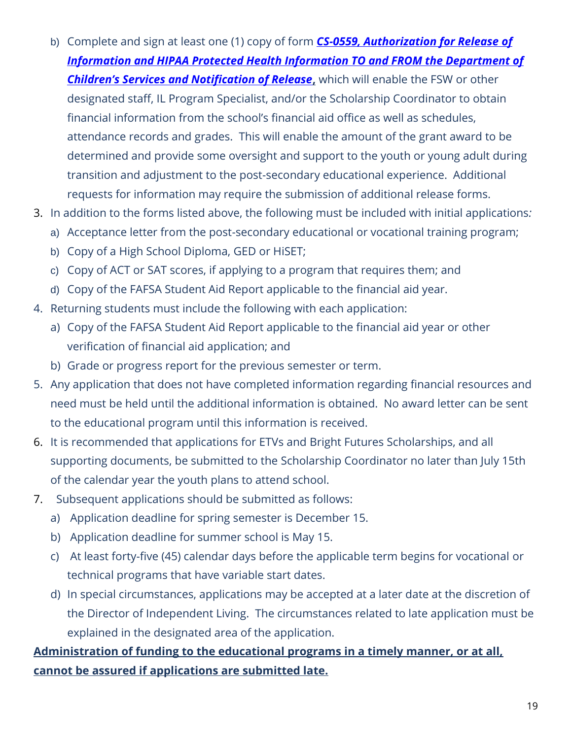b) Complete and sign at least one (1) copy of form ***CS-0559, Authorization for Release of Information and HIPAA Protected Health Information TO and FROM the Department of Children's Services and Notification of Release***, which will enable the FSW or other designated staff, IL Program Specialist, and/or the Scholarship Coordinator to obtain financial information from the school's financial aid office as well as schedules, attendance records and grades. This will enable the amount of the grant award to be determined and provide some oversight and support to the youth or young adult during transition and adjustment to the post-secondary educational experience. Additional requests for information may require the submission of additional release forms.

3. In addition to the forms listed above, the following must be included with initial applications:
   a) Acceptance letter from the post-secondary educational or vocational training program;
   b) Copy of a High School Diploma, GED or HiSET;
   c) Copy of ACT or SAT scores, if applying to a program that requires them; and
   d) Copy of the FAFSA Student Aid Report applicable to the financial aid year.
4. Returning students must include the following with each application:
   a) Copy of the FAFSA Student Aid Report applicable to the financial aid year or other verification of financial aid application; and
   b) Grade or progress report for the previous semester or term.
5. Any application that does not have completed information regarding financial resources and need must be held until the additional information is obtained. No award letter can be sent to the educational program until this information is received.
6. It is recommended that applications for ETVs and Bright Futures Scholarships, and all supporting documents, be submitted to the Scholarship Coordinator no later than July 15th of the calendar year the youth plans to attend school.
7. Subsequent applications should be submitted as follows:
   a) Application deadline for spring semester is December 15.
   b) Application deadline for summer school is May 15.
   c) At least forty-five (45) calendar days before the applicable term begins for vocational or technical programs that have variable start dates.
   d) In special circumstances, applications may be accepted at a later date at the discretion of the Director of Independent Living. The circumstances related to late application must be explained in the designated area of the application.

**Administration of funding to the educational programs in a timely manner, or at all, cannot be assured if applications are submitted late.**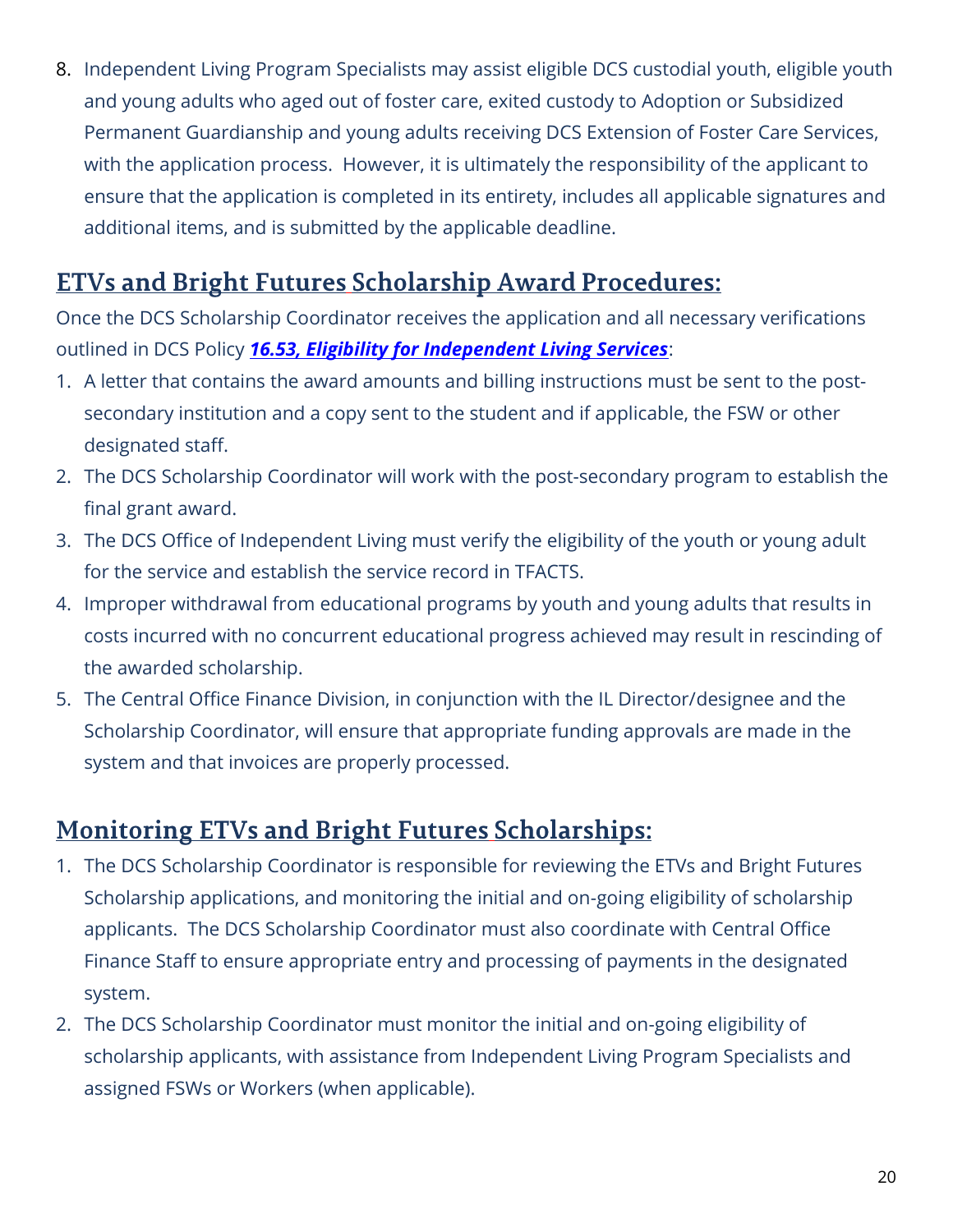8. Independent Living Program Specialists may assist eligible DCS custodial youth, eligible youth and young adults who aged out of foster care, exited custody to Adoption or Subsidized Permanent Guardianship and young adults receiving DCS Extension of Foster Care Services, with the application process. However, it is ultimately the responsibility of the applicant to ensure that the application is completed in its entirety, includes all applicable signatures and additional items, and is submitted by the applicable deadline.

## ETVs and Bright Futures Scholarship Award Procedures:

Once the DCS Scholarship Coordinator receives the application and all necessary verifications outlined in DCS Policy ***16.53, Eligibility for Independent Living Services***:

1. A letter that contains the award amounts and billing instructions must be sent to the post-secondary institution and a copy sent to the student and if applicable, the FSW or other designated staff.
2. The DCS Scholarship Coordinator will work with the post-secondary program to establish the final grant award.
3. The DCS Office of Independent Living must verify the eligibility of the youth or young adult for the service and establish the service record in TFACTS.
4. Improper withdrawal from educational programs by youth and young adults that results in costs incurred with no concurrent educational progress achieved may result in rescinding of the awarded scholarship.
5. The Central Office Finance Division, in conjunction with the IL Director/designee and the Scholarship Coordinator, will ensure that appropriate funding approvals are made in the system and that invoices are properly processed.

## Monitoring ETVs and Bright Futures Scholarships:

1. The DCS Scholarship Coordinator is responsible for reviewing the ETVs and Bright Futures Scholarship applications, and monitoring the initial and on-going eligibility of scholarship applicants. The DCS Scholarship Coordinator must also coordinate with Central Office Finance Staff to ensure appropriate entry and processing of payments in the designated system.
2. The DCS Scholarship Coordinator must monitor the initial and on-going eligibility of scholarship applicants, with assistance from Independent Living Program Specialists and assigned FSWs or Workers (when applicable).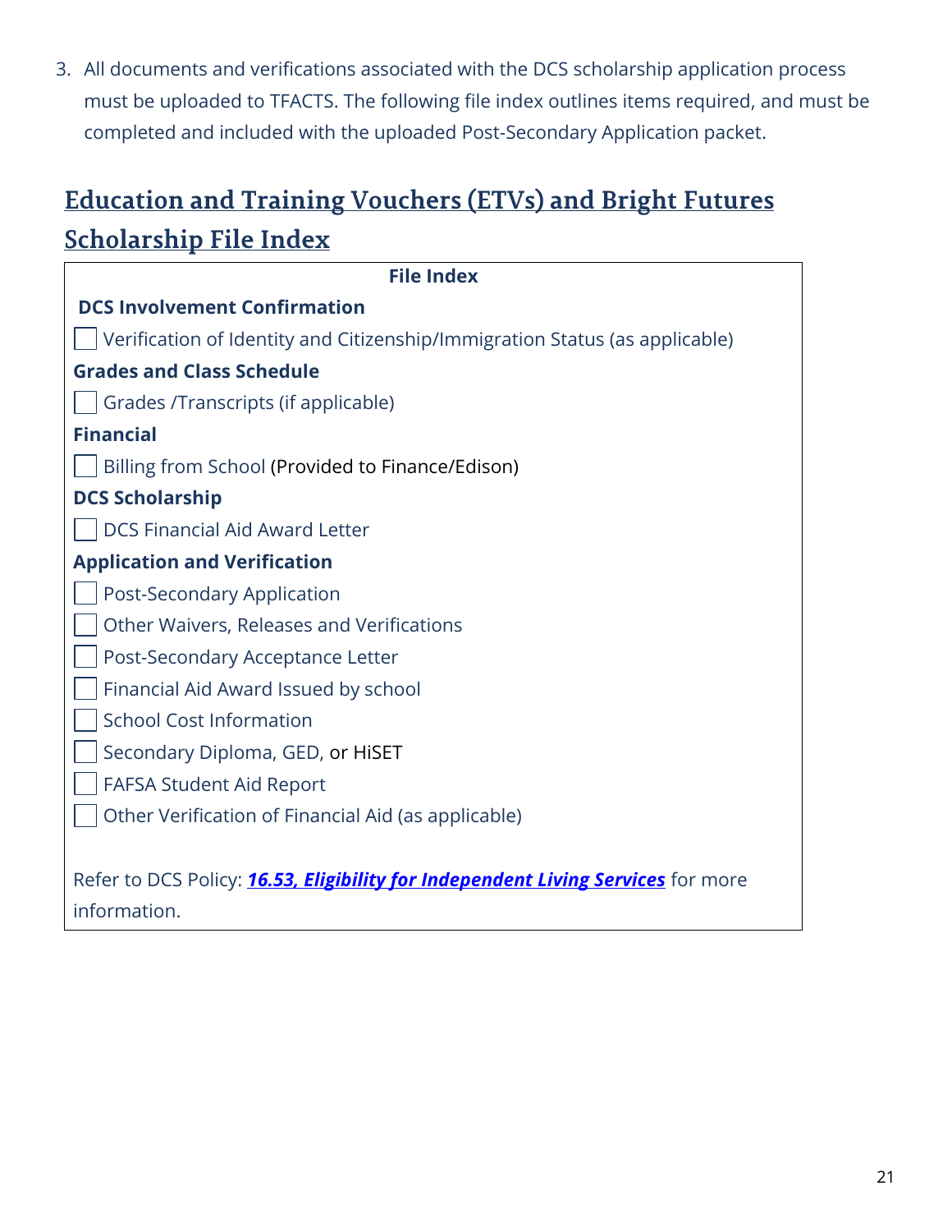3. All documents and verifications associated with the DCS scholarship application process must be uploaded to TFACTS. The following file index outlines items required, and must be completed and included with the uploaded Post-Secondary Application packet.

## Education and Training Vouchers (ETVs) and Bright Futures Scholarship File Index

**File Index**

**DCS Involvement Confirmation**

- [ ] Verification of Identity and Citizenship/Immigration Status (as applicable)

**Grades and Class Schedule**

- [ ] Grades /Transcripts (if applicable)

**Financial**

- [ ] Billing from School (Provided to Finance/Edison)

**DCS Scholarship**

- [ ] DCS Financial Aid Award Letter

**Application and Verification**

- [ ] Post-Secondary Application
- [ ] Other Waivers, Releases and Verifications
- [ ] Post-Secondary Acceptance Letter
- [ ] Financial Aid Award Issued by school
- [ ] School Cost Information
- [ ] Secondary Diploma, GED, or HiSET
- [ ] FAFSA Student Aid Report
- [ ] Other Verification of Financial Aid (as applicable)

Refer to DCS Policy: ***16.53, Eligibility for Independent Living Services*** for more information.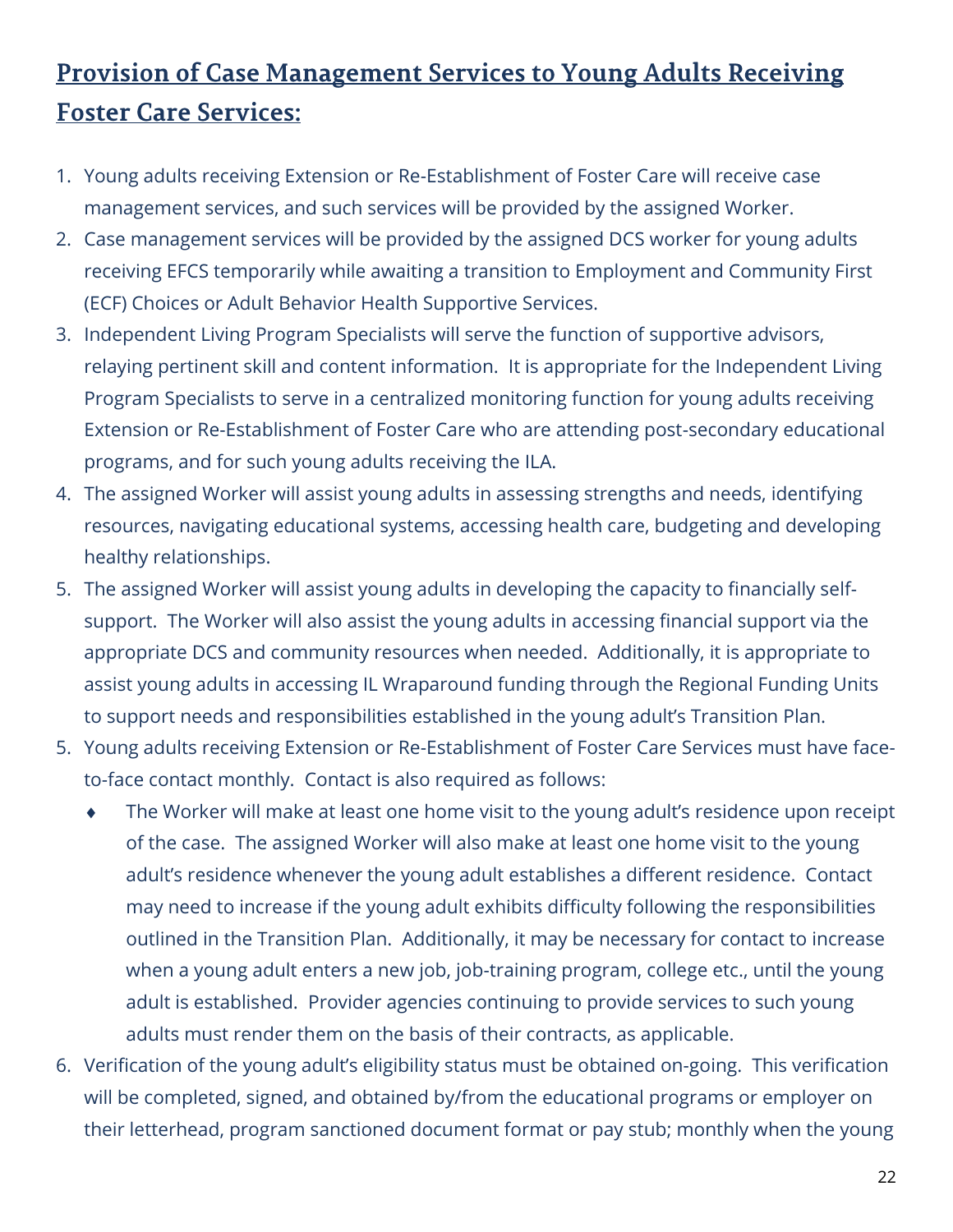## Provision of Case Management Services to Young Adults Receiving Foster Care Services:

1. Young adults receiving Extension or Re-Establishment of Foster Care will receive case management services, and such services will be provided by the assigned Worker.
2. Case management services will be provided by the assigned DCS worker for young adults receiving EFCS temporarily while awaiting a transition to Employment and Community First (ECF) Choices or Adult Behavior Health Supportive Services.
3. Independent Living Program Specialists will serve the function of supportive advisors, relaying pertinent skill and content information. It is appropriate for the Independent Living Program Specialists to serve in a centralized monitoring function for young adults receiving Extension or Re-Establishment of Foster Care who are attending post-secondary educational programs, and for such young adults receiving the ILA.
4. The assigned Worker will assist young adults in assessing strengths and needs, identifying resources, navigating educational systems, accessing health care, budgeting and developing healthy relationships.
5. The assigned Worker will assist young adults in developing the capacity to financially self-support. The Worker will also assist the young adults in accessing financial support via the appropriate DCS and community resources when needed. Additionally, it is appropriate to assist young adults in accessing IL Wraparound funding through the Regional Funding Units to support needs and responsibilities established in the young adult's Transition Plan.
5. Young adults receiving Extension or Re-Establishment of Foster Care Services must have face-to-face contact monthly. Contact is also required as follows:
    - The Worker will make at least one home visit to the young adult's residence upon receipt of the case. The assigned Worker will also make at least one home visit to the young adult's residence whenever the young adult establishes a different residence. Contact may need to increase if the young adult exhibits difficulty following the responsibilities outlined in the Transition Plan. Additionally, it may be necessary for contact to increase when a young adult enters a new job, job-training program, college etc., until the young adult is established. Provider agencies continuing to provide services to such young adults must render them on the basis of their contracts, as applicable.
6. Verification of the young adult's eligibility status must be obtained on-going. This verification will be completed, signed, and obtained by/from the educational programs or employer on their letterhead, program sanctioned document format or pay stub; monthly when the young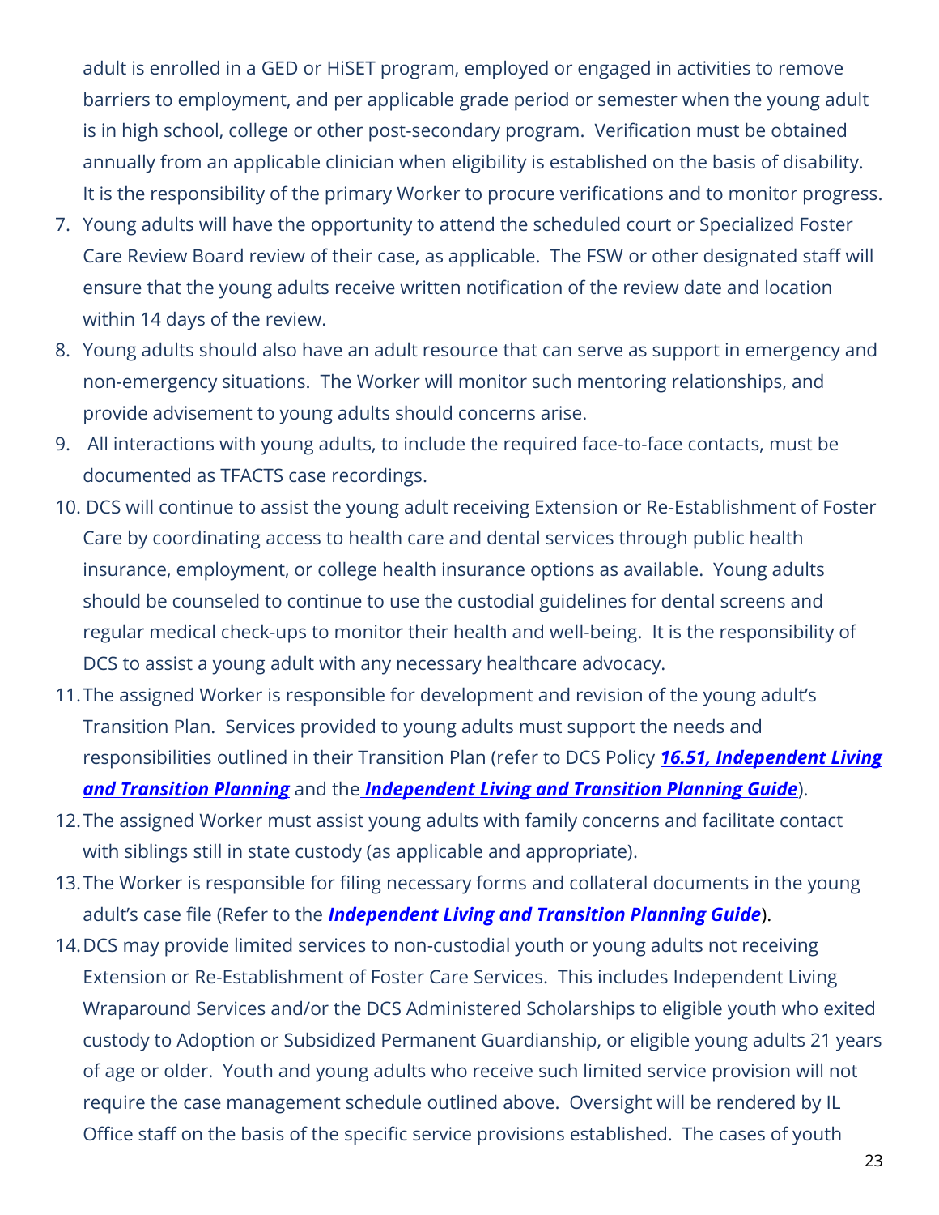adult is enrolled in a GED or HiSET program, employed or engaged in activities to remove barriers to employment, and per applicable grade period or semester when the young adult is in high school, college or other post-secondary program. Verification must be obtained annually from an applicable clinician when eligibility is established on the basis of disability. It is the responsibility of the primary Worker to procure verifications and to monitor progress.

7. Young adults will have the opportunity to attend the scheduled court or Specialized Foster Care Review Board review of their case, as applicable. The FSW or other designated staff will ensure that the young adults receive written notification of the review date and location within 14 days of the review.
8. Young adults should also have an adult resource that can serve as support in emergency and non-emergency situations. The Worker will monitor such mentoring relationships, and provide advisement to young adults should concerns arise.
9. All interactions with young adults, to include the required face-to-face contacts, must be documented as TFACTS case recordings.
10. DCS will continue to assist the young adult receiving Extension or Re-Establishment of Foster Care by coordinating access to health care and dental services through public health insurance, employment, or college health insurance options as available. Young adults should be counseled to continue to use the custodial guidelines for dental screens and regular medical check-ups to monitor their health and well-being. It is the responsibility of DCS to assist a young adult with any necessary healthcare advocacy.
11. The assigned Worker is responsible for development and revision of the young adult's Transition Plan. Services provided to young adults must support the needs and responsibilities outlined in their Transition Plan (refer to DCS Policy ***16.51, Independent Living and Transition Planning*** and the ***Independent Living and Transition Planning Guide***).
12. The assigned Worker must assist young adults with family concerns and facilitate contact with siblings still in state custody (as applicable and appropriate).
13. The Worker is responsible for filing necessary forms and collateral documents in the young adult's case file (Refer to the ***Independent Living and Transition Planning Guide***).
14. DCS may provide limited services to non-custodial youth or young adults not receiving Extension or Re-Establishment of Foster Care Services. This includes Independent Living Wraparound Services and/or the DCS Administered Scholarships to eligible youth who exited custody to Adoption or Subsidized Permanent Guardianship, or eligible young adults 21 years of age or older. Youth and young adults who receive such limited service provision will not require the case management schedule outlined above. Oversight will be rendered by IL Office staff on the basis of the specific service provisions established. The cases of youth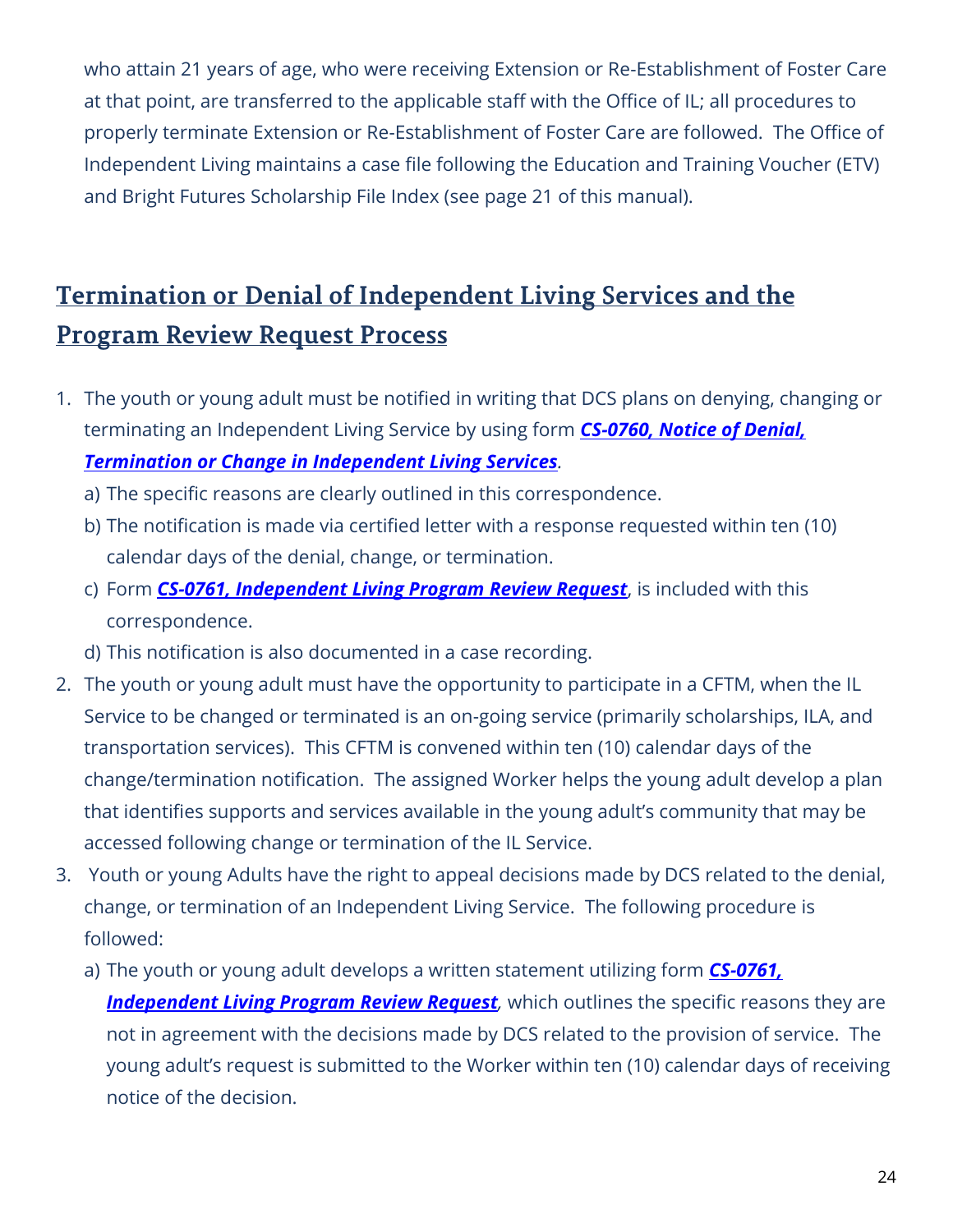who attain 21 years of age, who were receiving Extension or Re-Establishment of Foster Care at that point, are transferred to the applicable staff with the Office of IL; all procedures to properly terminate Extension or Re-Establishment of Foster Care are followed. The Office of Independent Living maintains a case file following the Education and Training Voucher (ETV) and Bright Futures Scholarship File Index (see page 21 of this manual).

## Termination or Denial of Independent Living Services and the Program Review Request Process

1. The youth or young adult must be notified in writing that DCS plans on denying, changing or terminating an Independent Living Service by using form ***CS-0760, Notice of Denial, Termination or Change in Independent Living Services***.
   a) The specific reasons are clearly outlined in this correspondence.
   b) The notification is made via certified letter with a response requested within ten (10) calendar days of the denial, change, or termination.
   c) Form ***CS-0761, Independent Living Program Review Request***, is included with this correspondence.
   d) This notification is also documented in a case recording.
2. The youth or young adult must have the opportunity to participate in a CFTM, when the IL Service to be changed or terminated is an on-going service (primarily scholarships, ILA, and transportation services). This CFTM is convened within ten (10) calendar days of the change/termination notification. The assigned Worker helps the young adult develop a plan that identifies supports and services available in the young adult's community that may be accessed following change or termination of the IL Service.
3. Youth or young Adults have the right to appeal decisions made by DCS related to the denial, change, or termination of an Independent Living Service. The following procedure is followed:
   a) The youth or young adult develops a written statement utilizing form ***CS-0761, Independent Living Program Review Request***, which outlines the specific reasons they are not in agreement with the decisions made by DCS related to the provision of service. The young adult's request is submitted to the Worker within ten (10) calendar days of receiving notice of the decision.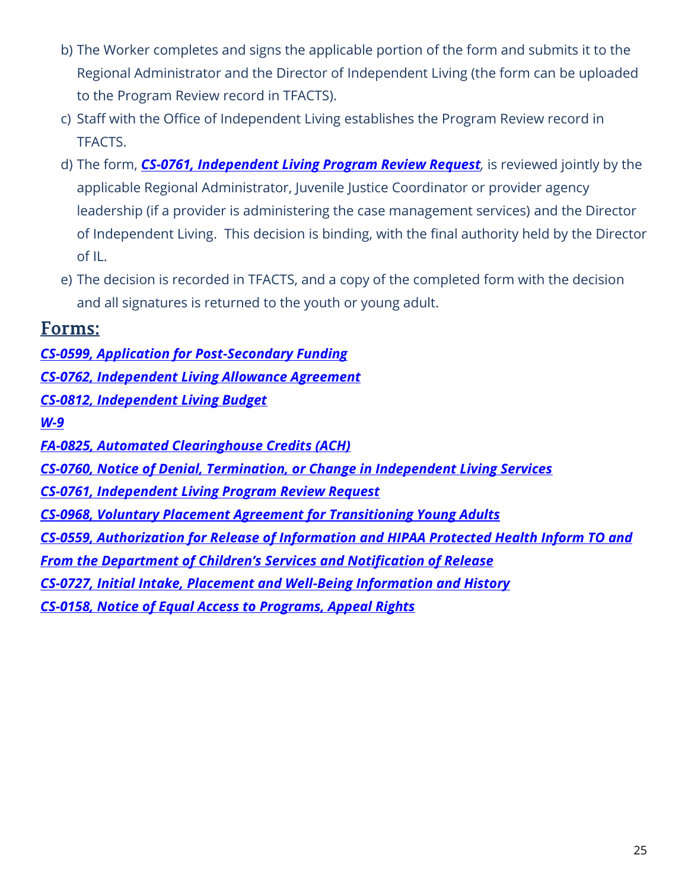b) The Worker completes and signs the applicable portion of the form and submits it to the Regional Administrator and the Director of Independent Living (the form can be uploaded to the Program Review record in TFACTS).

c) Staff with the Office of Independent Living establishes the Program Review record in TFACTS.

d) The form, ***CS-0761, Independent Living Program Review Request***, is reviewed jointly by the applicable Regional Administrator, Juvenile Justice Coordinator or provider agency leadership (if a provider is administering the case management services) and the Director of Independent Living. This decision is binding, with the final authority held by the Director of IL.

e) The decision is recorded in TFACTS, and a copy of the completed form with the decision and all signatures is returned to the youth or young adult.

## Forms:

*CS-0599, Application for Post-Secondary Funding*

*CS-0762, Independent Living Allowance Agreement*

*CS-0812, Independent Living Budget*

*W-9*

*FA-0825, Automated Clearinghouse Credits (ACH)*

*CS-0760, Notice of Denial, Termination, or Change in Independent Living Services*

*CS-0761, Independent Living Program Review Request*

*CS-0968, Voluntary Placement Agreement for Transitioning Young Adults*

*CS-0559, Authorization for Release of Information and HIPAA Protected Health Inform TO and From the Department of Children's Services and Notification of Release*

*CS-0727, Initial Intake, Placement and Well-Being Information and History*

*CS-0158, Notice of Equal Access to Programs, Appeal Rights*